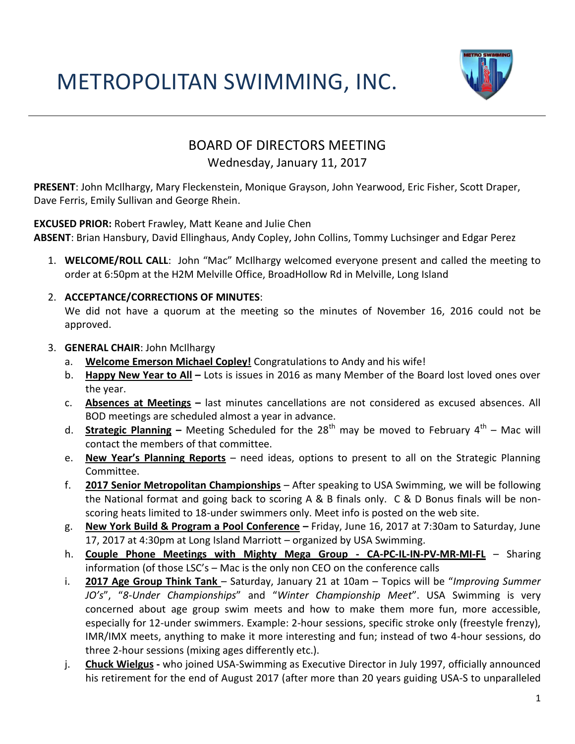# METROPOLITAN SWIMMING, INC.

## BOARD OF DIRECTORS MEETING

Wednesday, January 11, 2017

**PRESENT**: John McIlhargy, Mary Fleckenstein, Monique Grayson, John Yearwood, Eric Fisher, Scott Draper, Dave Ferris, Emily Sullivan and George Rhein.

**EXCUSED PRIOR:** Robert Frawley, Matt Keane and Julie Chen
**ABSENT**: Brian Hansbury, David Ellinghaus, Andy Copley, John Collins, Tommy Luchsinger and Edgar Perez

1. **WELCOME/ROLL CALL**: John "Mac" McIlhargy welcomed everyone present and called the meeting to order at 6:50pm at the H2M Melville Office, BroadHollow Rd in Melville, Long Island

2. **ACCEPTANCE/CORRECTIONS OF MINUTES**:
   We did not have a quorum at the meeting so the minutes of November 16, 2016 could not be approved.

3. **GENERAL CHAIR**: John McIlhargy
   a. **Welcome Emerson Michael Copley!** Congratulations to Andy and his wife!
   b. **Happy New Year to All –** Lots is issues in 2016 as many Member of the Board lost loved ones over the year.
   c. **Absences at Meetings –** last minutes cancellations are not considered as excused absences. All BOD meetings are scheduled almost a year in advance.
   d. **Strategic Planning –** Meeting Scheduled for the 28th may be moved to February 4th – Mac will contact the members of that committee.
   e. **New Year's Planning Reports** – need ideas, options to present to all on the Strategic Planning Committee.
   f. **2017 Senior Metropolitan Championships** – After speaking to USA Swimming, we will be following the National format and going back to scoring A & B finals only. C & D Bonus finals will be non-scoring heats limited to 18-under swimmers only. Meet info is posted on the web site.
   g. **New York Build & Program a Pool Conference –** Friday, June 16, 2017 at 7:30am to Saturday, June 17, 2017 at 4:30pm at Long Island Marriott – organized by USA Swimming.
   h. **Couple Phone Meetings with Mighty Mega Group - CA-PC-IL-IN-PV-MR-MI-FL** – Sharing information (of those LSC's – Mac is the only non CEO on the conference calls
   i. **2017 Age Group Think Tank** – Saturday, January 21 at 10am – Topics will be "*Improving Summer JO's*", "*8-Under Championships*" and "*Winter Championship Meet*". USA Swimming is very concerned about age group swim meets and how to make them more fun, more accessible, especially for 12-under swimmers. Example: 2-hour sessions, specific stroke only (freestyle frenzy), IMR/IMX meets, anything to make it more interesting and fun; instead of two 4-hour sessions, do three 2-hour sessions (mixing ages differently etc.).
   j. **Chuck Wielgus -** who joined USA-Swimming as Executive Director in July 1997, officially announced his retirement for the end of August 2017 (after more than 20 years guiding USA-S to unparalleled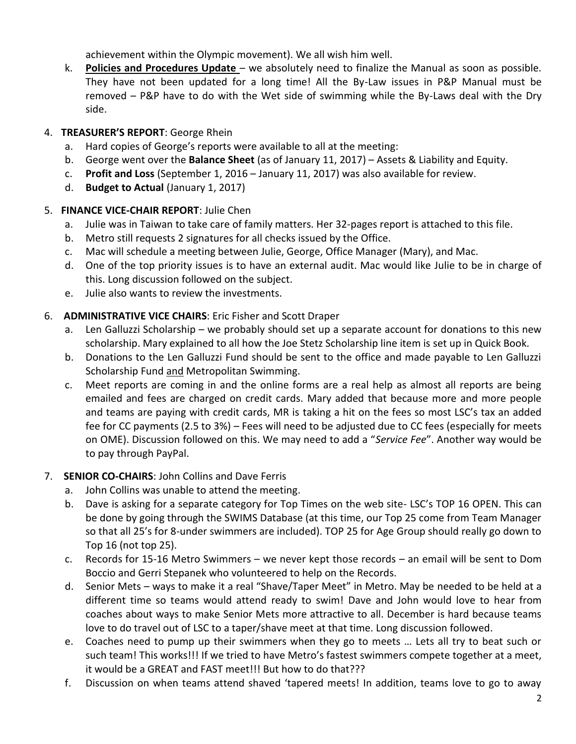achievement within the Olympic movement). We all wish him well.

k. **Policies and Procedures Update** – we absolutely need to finalize the Manual as soon as possible. They have not been updated for a long time! All the By-Law issues in P&P Manual must be removed – P&P have to do with the Wet side of swimming while the By-Laws deal with the Dry side.

4. **TREASURER'S REPORT**: George Rhein
   a. Hard copies of George's reports were available to all at the meeting:
   b. George went over the **Balance Sheet** (as of January 11, 2017) – Assets & Liability and Equity.
   c. **Profit and Loss** (September 1, 2016 – January 11, 2017) was also available for review.
   d. **Budget to Actual** (January 1, 2017)

5. **FINANCE VICE-CHAIR REPORT**: Julie Chen
   a. Julie was in Taiwan to take care of family matters. Her 32-pages report is attached to this file.
   b. Metro still requests 2 signatures for all checks issued by the Office.
   c. Mac will schedule a meeting between Julie, George, Office Manager (Mary), and Mac.
   d. One of the top priority issues is to have an external audit. Mac would like Julie to be in charge of this. Long discussion followed on the subject.
   e. Julie also wants to review the investments.

6. **ADMINISTRATIVE VICE CHAIRS**: Eric Fisher and Scott Draper
   a. Len Galluzzi Scholarship – we probably should set up a separate account for donations to this new scholarship. Mary explained to all how the Joe Stetz Scholarship line item is set up in Quick Book.
   b. Donations to the Len Galluzzi Fund should be sent to the office and made payable to Len Galluzzi Scholarship Fund and Metropolitan Swimming.
   c. Meet reports are coming in and the online forms are a real help as almost all reports are being emailed and fees are charged on credit cards. Mary added that because more and more people and teams are paying with credit cards, MR is taking a hit on the fees so most LSC's tax an added fee for CC payments (2.5 to 3%) – Fees will need to be adjusted due to CC fees (especially for meets on OME). Discussion followed on this. We may need to add a "*Service Fee*". Another way would be to pay through PayPal.

7. **SENIOR CO-CHAIRS**: John Collins and Dave Ferris
   a. John Collins was unable to attend the meeting.
   b. Dave is asking for a separate category for Top Times on the web site- LSC's TOP 16 OPEN. This can be done by going through the SWIMS Database (at this time, our Top 25 come from Team Manager so that all 25's for 8-under swimmers are included). TOP 25 for Age Group should really go down to Top 16 (not top 25).
   c. Records for 15-16 Metro Swimmers – we never kept those records – an email will be sent to Dom Boccio and Gerri Stepanek who volunteered to help on the Records.
   d. Senior Mets – ways to make it a real "Shave/Taper Meet" in Metro. May be needed to be held at a different time so teams would attend ready to swim! Dave and John would love to hear from coaches about ways to make Senior Mets more attractive to all. December is hard because teams love to do travel out of LSC to a taper/shave meet at that time. Long discussion followed.
   e. Coaches need to pump up their swimmers when they go to meets … Lets all try to beat such or such team! This works!!! If we tried to have Metro's fastest swimmers compete together at a meet, it would be a GREAT and FAST meet!!! But how to do that???
   f. Discussion on when teams attend shaved 'tapered meets! In addition, teams love to go to away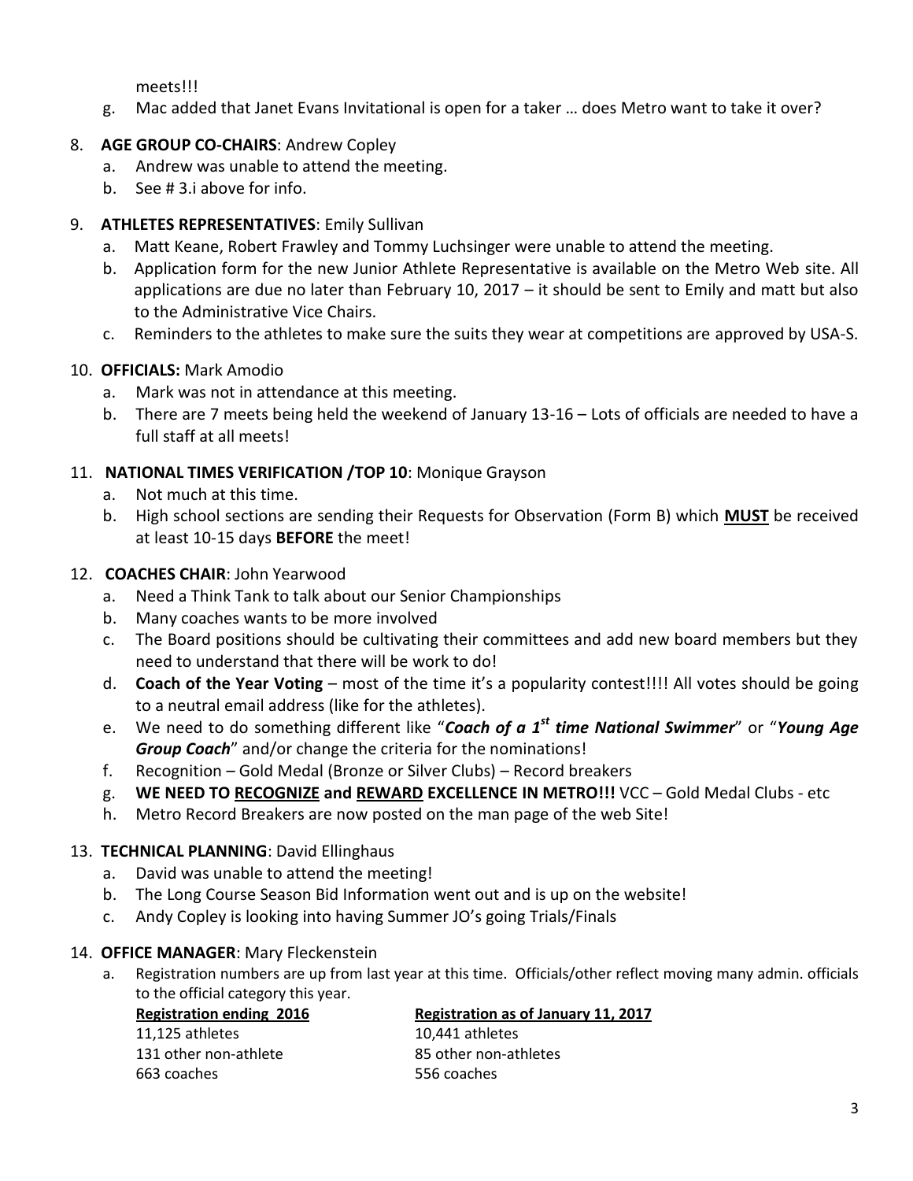meets!!!

g. Mac added that Janet Evans Invitational is open for a taker … does Metro want to take it over?

8. **AGE GROUP CO-CHAIRS**: Andrew Copley
   a. Andrew was unable to attend the meeting.
   b. See # 3.i above for info.

9. **ATHLETES REPRESENTATIVES**: Emily Sullivan
   a. Matt Keane, Robert Frawley and Tommy Luchsinger were unable to attend the meeting.
   b. Application form for the new Junior Athlete Representative is available on the Metro Web site. All applications are due no later than February 10, 2017 – it should be sent to Emily and matt but also to the Administrative Vice Chairs.
   c. Reminders to the athletes to make sure the suits they wear at competitions are approved by USA-S.

10. **OFFICIALS:** Mark Amodio
    a. Mark was not in attendance at this meeting.
    b. There are 7 meets being held the weekend of January 13-16 – Lots of officials are needed to have a full staff at all meets!

11. **NATIONAL TIMES VERIFICATION /TOP 10**: Monique Grayson
    a. Not much at this time.
    b. High school sections are sending their Requests for Observation (Form B) which <u>**MUST**</u> be received at least 10-15 days **BEFORE** the meet!

12. **COACHES CHAIR**: John Yearwood
    a. Need a Think Tank to talk about our Senior Championships
    b. Many coaches wants to be more involved
    c. The Board positions should be cultivating their committees and add new board members but they need to understand that there will be work to do!
    d. **Coach of the Year Voting** – most of the time it's a popularity contest!!!! All votes should be going to a neutral email address (like for the athletes).
    e. We need to do something different like "***Coach of a 1st time National Swimmer***" or "***Young Age Group Coach***" and/or change the criteria for the nominations!
    f. Recognition – Gold Medal (Bronze or Silver Clubs) – Record breakers
    g. **WE NEED TO <u>RECOGNIZE</u> and <u>REWARD</u> EXCELLENCE IN METRO!!!** VCC – Gold Medal Clubs - etc
    h. Metro Record Breakers are now posted on the man page of the web Site!

13. **TECHNICAL PLANNING**: David Ellinghaus
    a. David was unable to attend the meeting!
    b. The Long Course Season Bid Information went out and is up on the website!
    c. Andy Copley is looking into having Summer JO's going Trials/Finals

14. **OFFICE MANAGER**: Mary Fleckenstein
    a. Registration numbers are up from last year at this time. Officials/other reflect moving many admin. officials to the official category this year.

| <u>**Registration ending 2016**</u> | <u>**Registration as of January 11, 2017**</u> |
|---|---|
| 11,125 athletes | 10,441 athletes |
| 131 other non-athlete | 85 other non-athletes |
| 663 coaches | 556 coaches |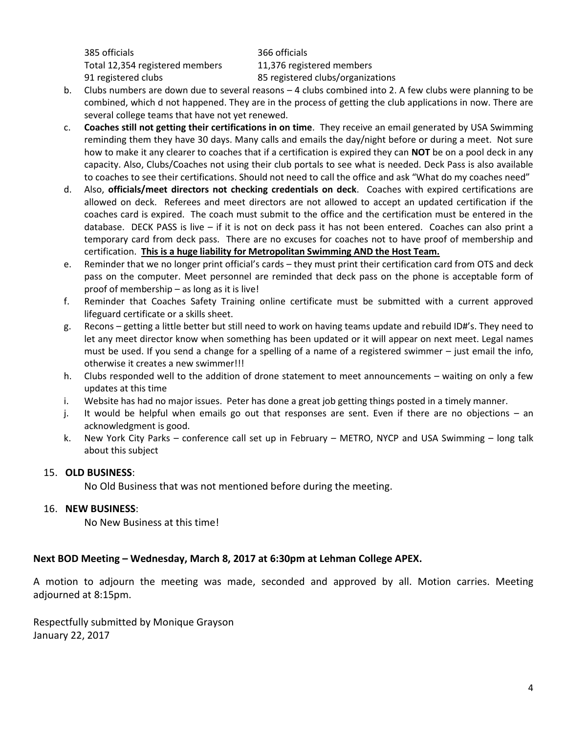| | |
|---|---|
| 385 officials | 366 officials |
| Total 12,354 registered members | 11,376 registered members |
| 91 registered clubs | 85 registered clubs/organizations |

b. Clubs numbers are down due to several reasons – 4 clubs combined into 2. A few clubs were planning to be combined, which d not happened. They are in the process of getting the club applications in now. There are several college teams that have not yet renewed.

c. **Coaches still not getting their certifications in on time**. They receive an email generated by USA Swimming reminding them they have 30 days. Many calls and emails the day/night before or during a meet. Not sure how to make it any clearer to coaches that if a certification is expired they can **NOT** be on a pool deck in any capacity. Also, Clubs/Coaches not using their club portals to see what is needed. Deck Pass is also available to coaches to see their certifications. Should not need to call the office and ask "What do my coaches need"

d. Also, **officials/meet directors not checking credentials on deck**. Coaches with expired certifications are allowed on deck. Referees and meet directors are not allowed to accept an updated certification if the coaches card is expired. The coach must submit to the office and the certification must be entered in the database. DECK PASS is live – if it is not on deck pass it has not been entered. Coaches can also print a temporary card from deck pass. There are no excuses for coaches not to have proof of membership and certification. **This is a huge liability for Metropolitan Swimming AND the Host Team.**

e. Reminder that we no longer print official's cards – they must print their certification card from OTS and deck pass on the computer. Meet personnel are reminded that deck pass on the phone is acceptable form of proof of membership – as long as it is live!

f. Reminder that Coaches Safety Training online certificate must be submitted with a current approved lifeguard certificate or a skills sheet.

g. Recons – getting a little better but still need to work on having teams update and rebuild ID#'s. They need to let any meet director know when something has been updated or it will appear on next meet. Legal names must be used. If you send a change for a spelling of a name of a registered swimmer – just email the info, otherwise it creates a new swimmer!!!

h. Clubs responded well to the addition of drone statement to meet announcements – waiting on only a few updates at this time

i. Website has had no major issues. Peter has done a great job getting things posted in a timely manner.

j. It would be helpful when emails go out that responses are sent. Even if there are no objections – an acknowledgment is good.

k. New York City Parks – conference call set up in February – METRO, NYCP and USA Swimming – long talk about this subject

15. **OLD BUSINESS**:

    No Old Business that was not mentioned before during the meeting.

16. **NEW BUSINESS**:

    No New Business at this time!

**Next BOD Meeting – Wednesday, March 8, 2017 at 6:30pm at Lehman College APEX.**

A motion to adjourn the meeting was made, seconded and approved by all. Motion carries. Meeting adjourned at 8:15pm.

Respectfully submitted by Monique Grayson
January 22, 2017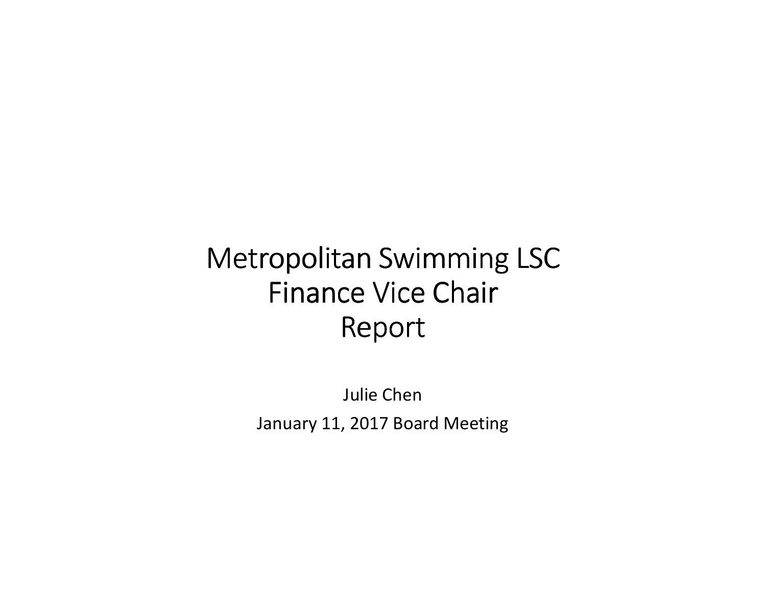# Metropolitan Swimming LSC
# Finance Vice Chair
# Report

Julie Chen

January 11, 2017 Board Meeting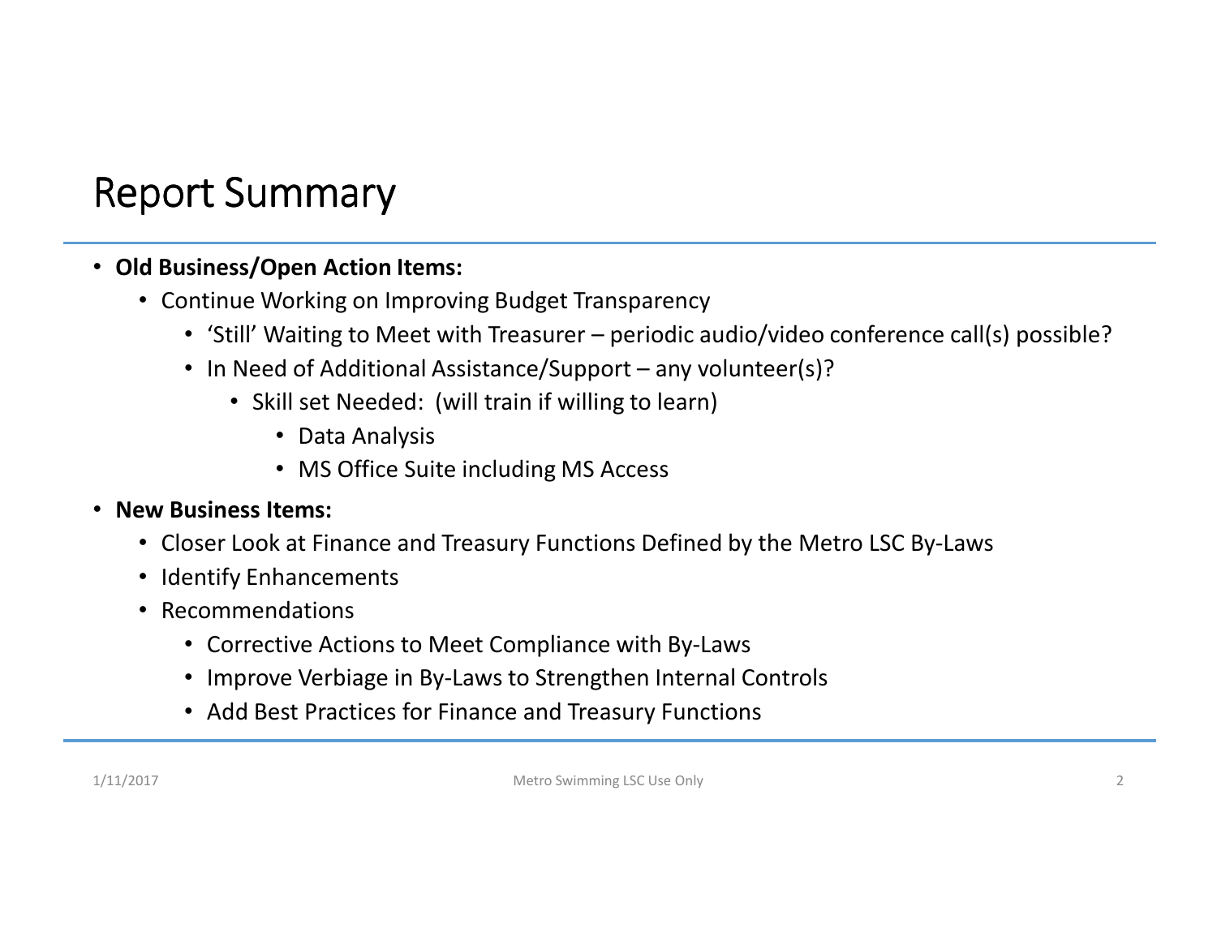# Report Summary

- **Old Business/Open Action Items:**
  - Continue Working on Improving Budget Transparency
    - 'Still' Waiting to Meet with Treasurer – periodic audio/video conference call(s) possible?
    - In Need of Additional Assistance/Support – any volunteer(s)?
      - Skill set Needed: (will train if willing to learn)
        - Data Analysis
        - MS Office Suite including MS Access
- **New Business Items:**
  - Closer Look at Finance and Treasury Functions Defined by the Metro LSC By-Laws
  - Identify Enhancements
  - Recommendations
    - Corrective Actions to Meet Compliance with By-Laws
    - Improve Verbiage in By-Laws to Strengthen Internal Controls
    - Add Best Practices for Finance and Treasury Functions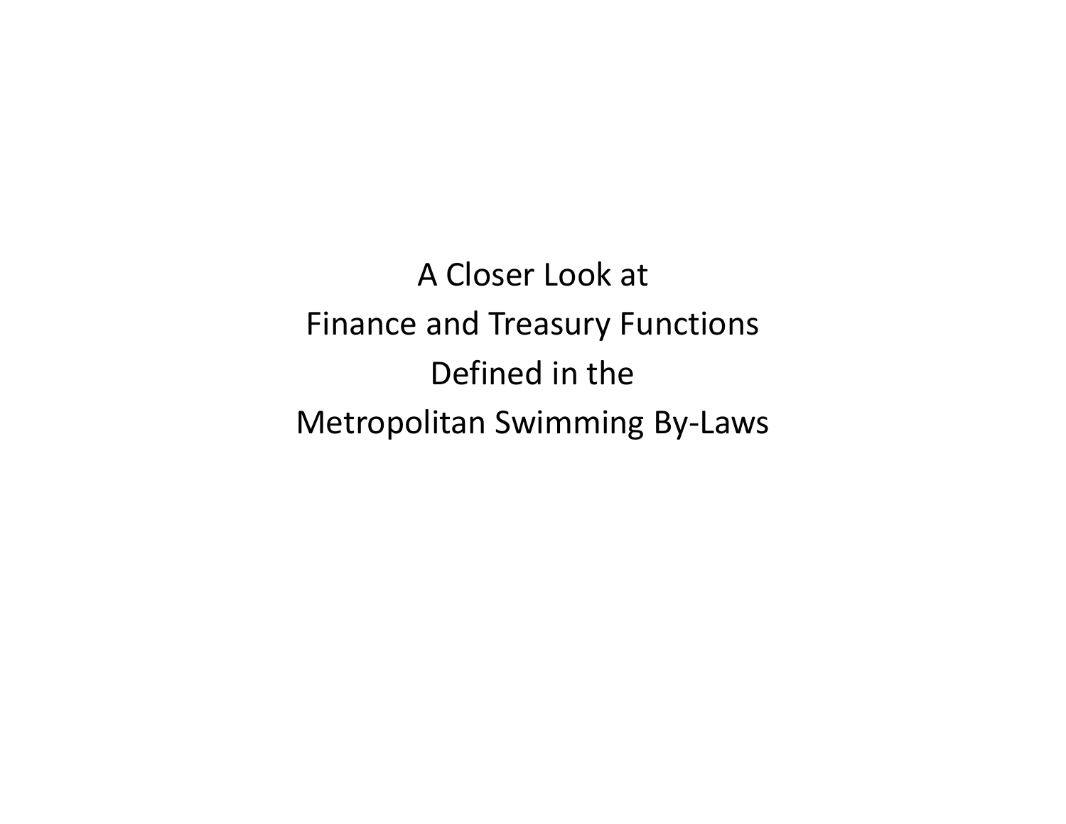# A Closer Look at Finance and Treasury Functions Defined in the Metropolitan Swimming By-Laws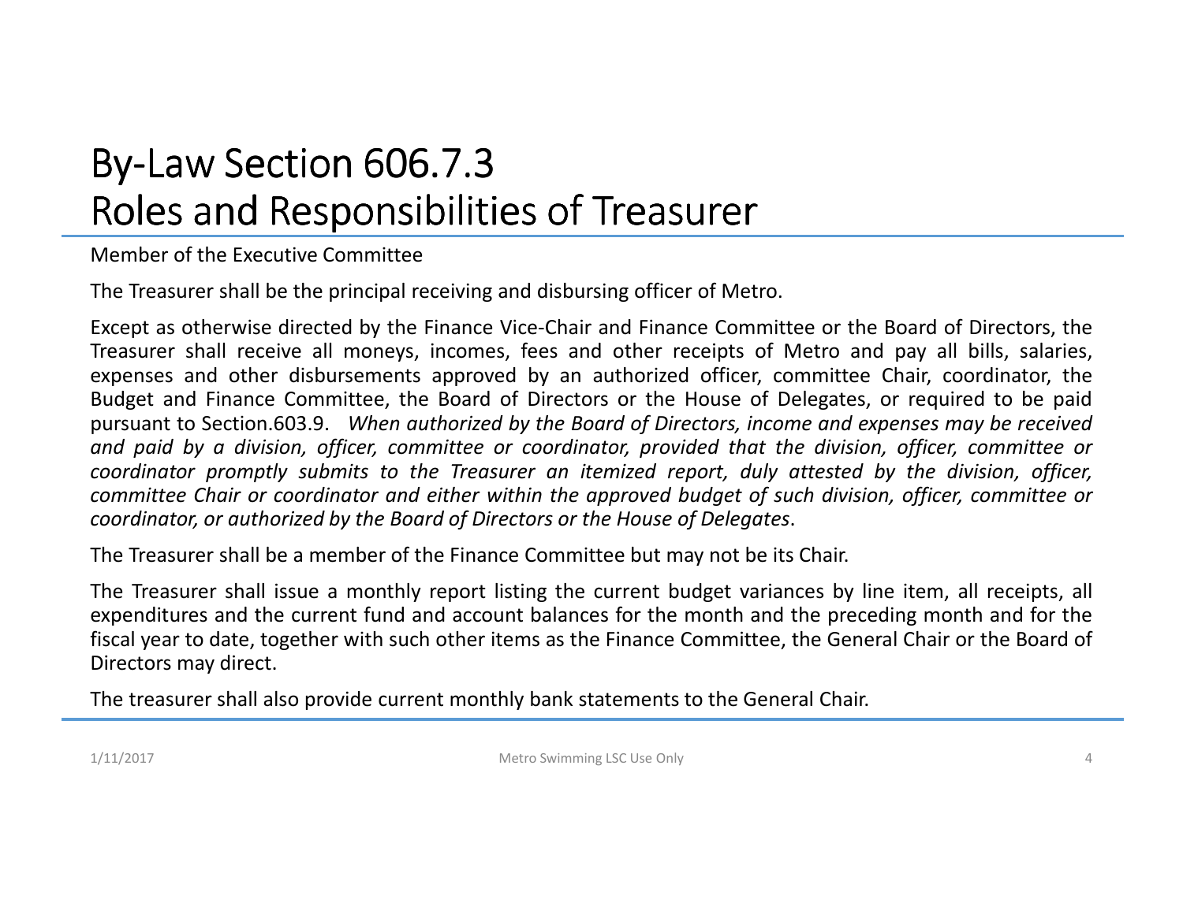# By-Law Section 606.7.3
# Roles and Responsibilities of Treasurer

Member of the Executive Committee

The Treasurer shall be the principal receiving and disbursing officer of Metro.

Except as otherwise directed by the Finance Vice-Chair and Finance Committee or the Board of Directors, the Treasurer shall receive all moneys, incomes, fees and other receipts of Metro and pay all bills, salaries, expenses and other disbursements approved by an authorized officer, committee Chair, coordinator, the Budget and Finance Committee, the Board of Directors or the House of Delegates, or required to be paid pursuant to Section.603.9. *When authorized by the Board of Directors, income and expenses may be received and paid by a division, officer, committee or coordinator, provided that the division, officer, committee or coordinator promptly submits to the Treasurer an itemized report, duly attested by the division, officer, committee Chair or coordinator and either within the approved budget of such division, officer, committee or coordinator, or authorized by the Board of Directors or the House of Delegates*.

The Treasurer shall be a member of the Finance Committee but may not be its Chair.

The Treasurer shall issue a monthly report listing the current budget variances by line item, all receipts, all expenditures and the current fund and account balances for the month and the preceding month and for the fiscal year to date, together with such other items as the Finance Committee, the General Chair or the Board of Directors may direct.

The treasurer shall also provide current monthly bank statements to the General Chair.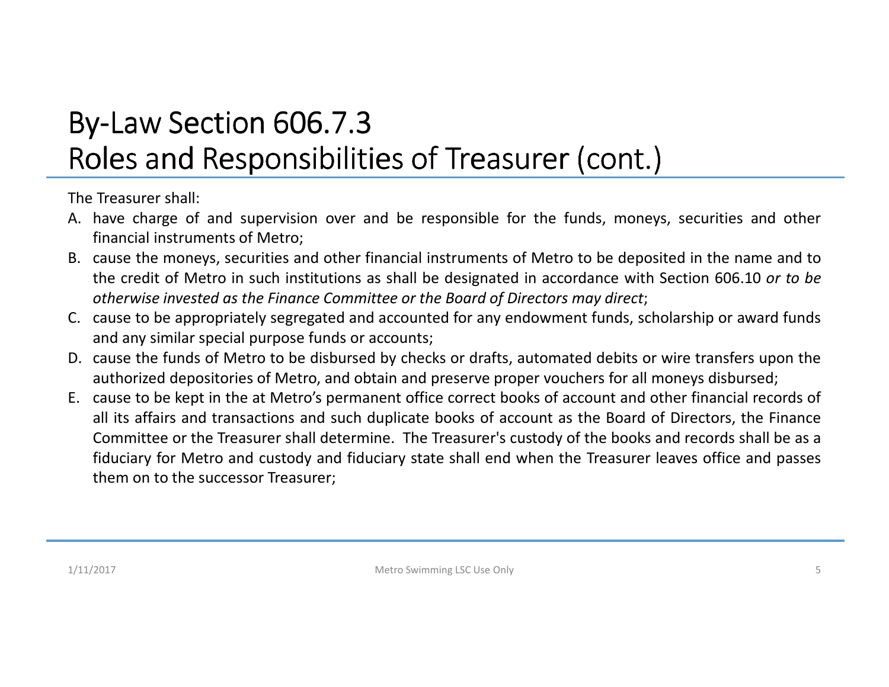# By-Law Section 606.7.3
# Roles and Responsibilities of Treasurer (cont.)

The Treasurer shall:

A. have charge of and supervision over and be responsible for the funds, moneys, securities and other financial instruments of Metro;
B. cause the moneys, securities and other financial instruments of Metro to be deposited in the name and to the credit of Metro in such institutions as shall be designated in accordance with Section 606.10 *or to be otherwise invested as the Finance Committee or the Board of Directors may direct*;
C. cause to be appropriately segregated and accounted for any endowment funds, scholarship or award funds and any similar special purpose funds or accounts;
D. cause the funds of Metro to be disbursed by checks or drafts, automated debits or wire transfers upon the authorized depositories of Metro, and obtain and preserve proper vouchers for all moneys disbursed;
E. cause to be kept in the at Metro's permanent office correct books of account and other financial records of all its affairs and transactions and such duplicate books of account as the Board of Directors, the Finance Committee or the Treasurer shall determine. The Treasurer's custody of the books and records shall be as a fiduciary for Metro and custody and fiduciary state shall end when the Treasurer leaves office and passes them on to the successor Treasurer;

1/11/2017 Metro Swimming LSC Use Only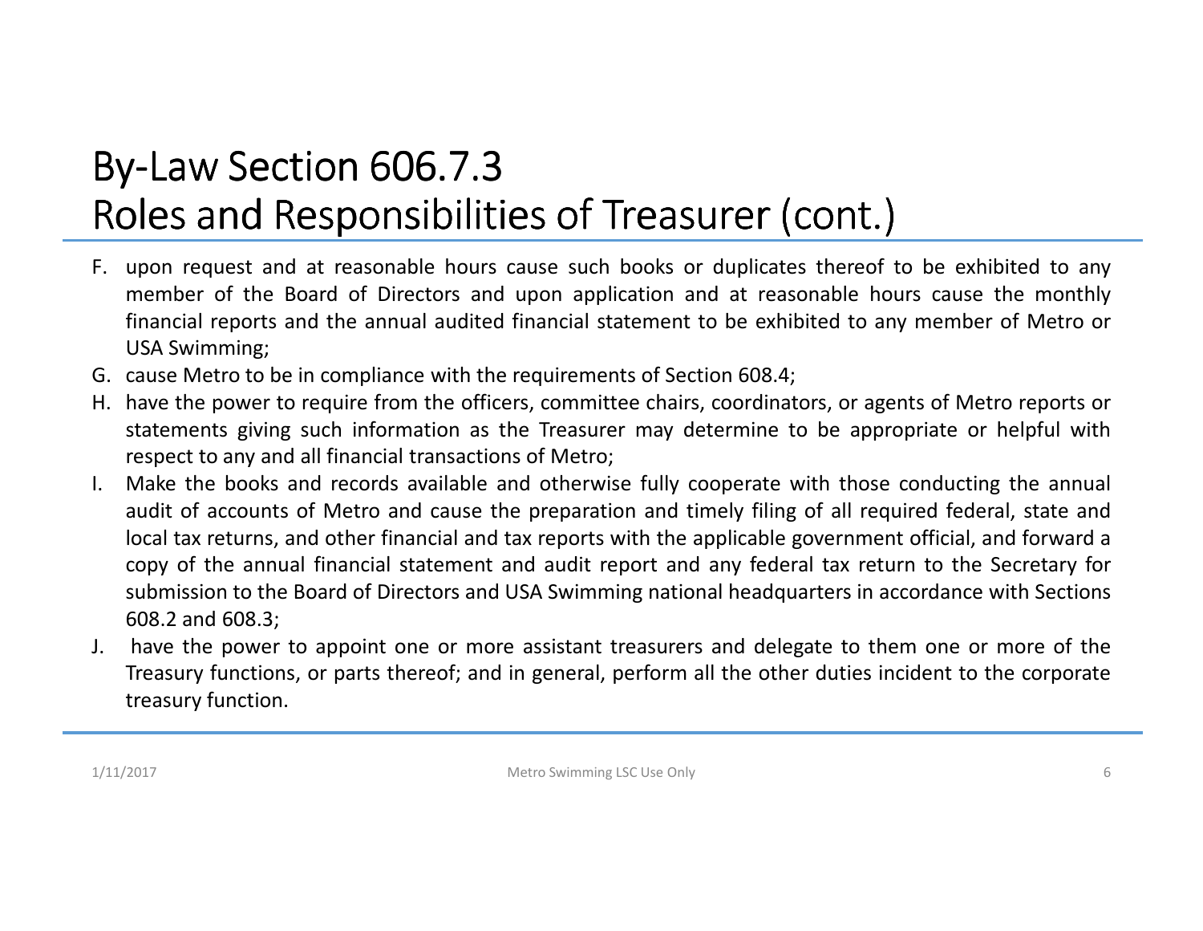# By-Law Section 606.7.3
# Roles and Responsibilities of Treasurer (cont.)

F. upon request and at reasonable hours cause such books or duplicates thereof to be exhibited to any member of the Board of Directors and upon application and at reasonable hours cause the monthly financial reports and the annual audited financial statement to be exhibited to any member of Metro or USA Swimming;

G. cause Metro to be in compliance with the requirements of Section 608.4;

H. have the power to require from the officers, committee chairs, coordinators, or agents of Metro reports or statements giving such information as the Treasurer may determine to be appropriate or helpful with respect to any and all financial transactions of Metro;

I. Make the books and records available and otherwise fully cooperate with those conducting the annual audit of accounts of Metro and cause the preparation and timely filing of all required federal, state and local tax returns, and other financial and tax reports with the applicable government official, and forward a copy of the annual financial statement and audit report and any federal tax return to the Secretary for submission to the Board of Directors and USA Swimming national headquarters in accordance with Sections 608.2 and 608.3;

J. have the power to appoint one or more assistant treasurers and delegate to them one or more of the Treasury functions, or parts thereof; and in general, perform all the other duties incident to the corporate treasury function.

1/11/2017 Metro Swimming LSC Use Only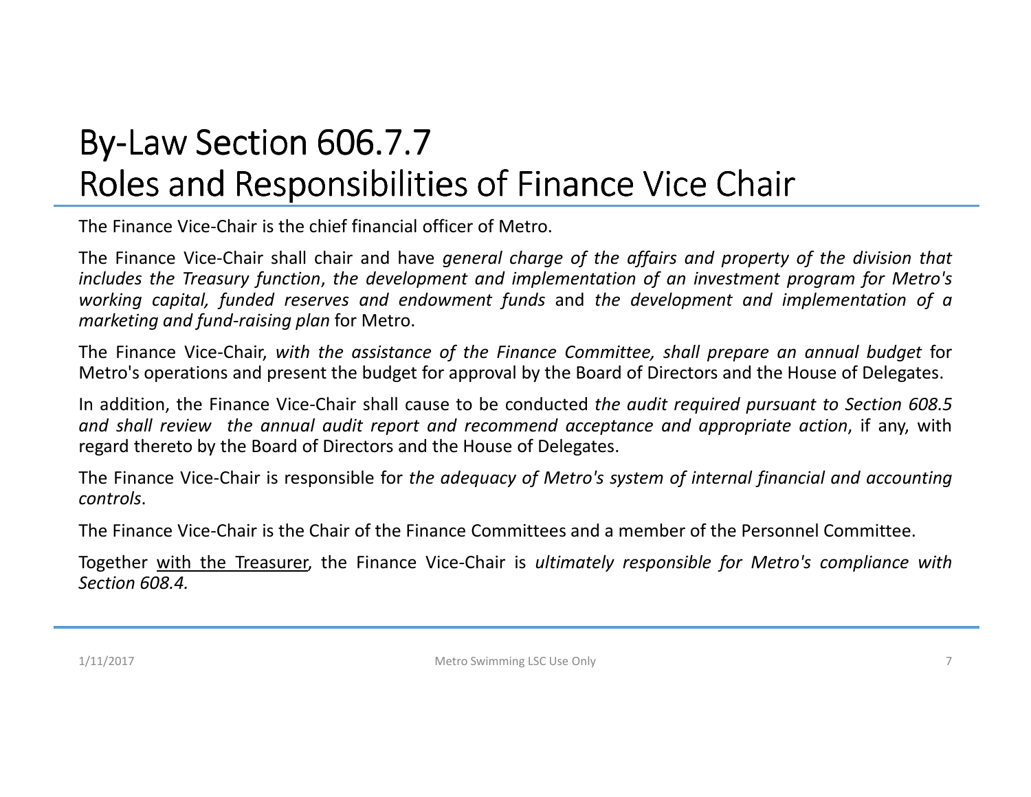# By-Law Section 606.7.7
# Roles and Responsibilities of Finance Vice Chair

The Finance Vice-Chair is the chief financial officer of Metro.

The Finance Vice-Chair shall chair and have *general charge of the affairs and property of the division that includes the Treasury function*, *the development and implementation of an investment program for Metro's working capital, funded reserves and endowment funds* and *the development and implementation of a marketing and fund-raising plan* for Metro.

The Finance Vice-Chair, *with the assistance of the Finance Committee, shall prepare an annual budget* for Metro's operations and present the budget for approval by the Board of Directors and the House of Delegates.

In addition, the Finance Vice-Chair shall cause to be conducted *the audit required pursuant to Section 608.5 and shall review the annual audit report and recommend acceptance and appropriate action*, if any, with regard thereto by the Board of Directors and the House of Delegates.

The Finance Vice-Chair is responsible for *the adequacy of Metro's system of internal financial and accounting controls*.

The Finance Vice-Chair is the Chair of the Finance Committees and a member of the Personnel Committee.

Together <u>with the Treasurer</u>, the Finance Vice-Chair is *ultimately responsible for Metro's compliance with Section 608.4.*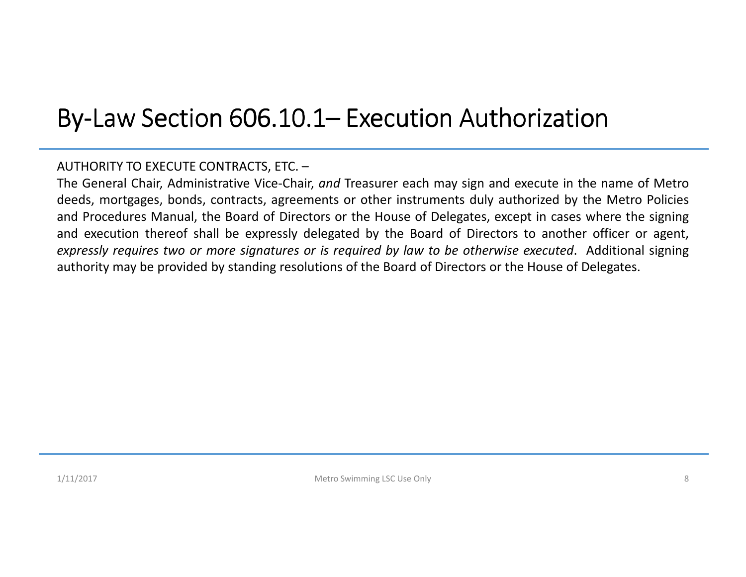# By-Law Section 606.10.1– Execution Authorization

AUTHORITY TO EXECUTE CONTRACTS, ETC. –

The General Chair, Administrative Vice-Chair, *and* Treasurer each may sign and execute in the name of Metro deeds, mortgages, bonds, contracts, agreements or other instruments duly authorized by the Metro Policies and Procedures Manual, the Board of Directors or the House of Delegates, except in cases where the signing and execution thereof shall be expressly delegated by the Board of Directors to another officer or agent, *expressly requires two or more signatures or is required by law to be otherwise executed*. Additional signing authority may be provided by standing resolutions of the Board of Directors or the House of Delegates.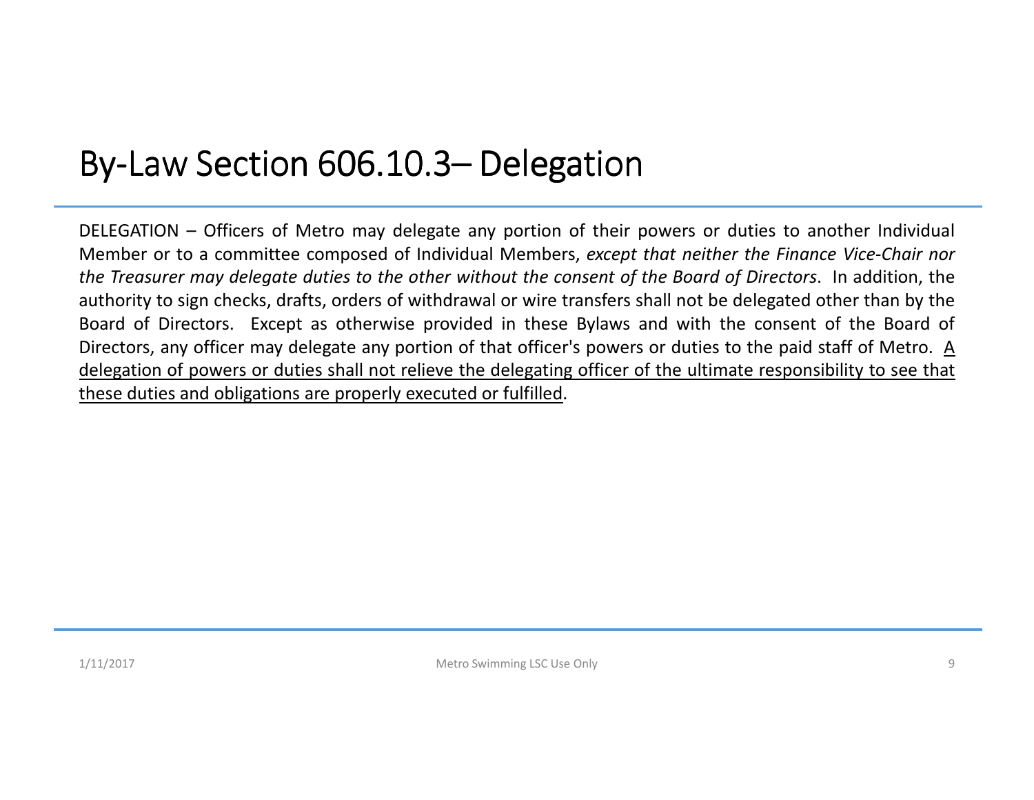# By-Law Section 606.10.3– Delegation

DELEGATION – Officers of Metro may delegate any portion of their powers or duties to another Individual Member or to a committee composed of Individual Members, *except that neither the Finance Vice-Chair nor the Treasurer may delegate duties to the other without the consent of the Board of Directors*. In addition, the authority to sign checks, drafts, orders of withdrawal or wire transfers shall not be delegated other than by the Board of Directors. Except as otherwise provided in these Bylaws and with the consent of the Board of Directors, any officer may delegate any portion of that officer's powers or duties to the paid staff of Metro. <u>A delegation of powers or duties shall not relieve the delegating officer of the ultimate responsibility to see that these duties and obligations are properly executed or fulfilled</u>.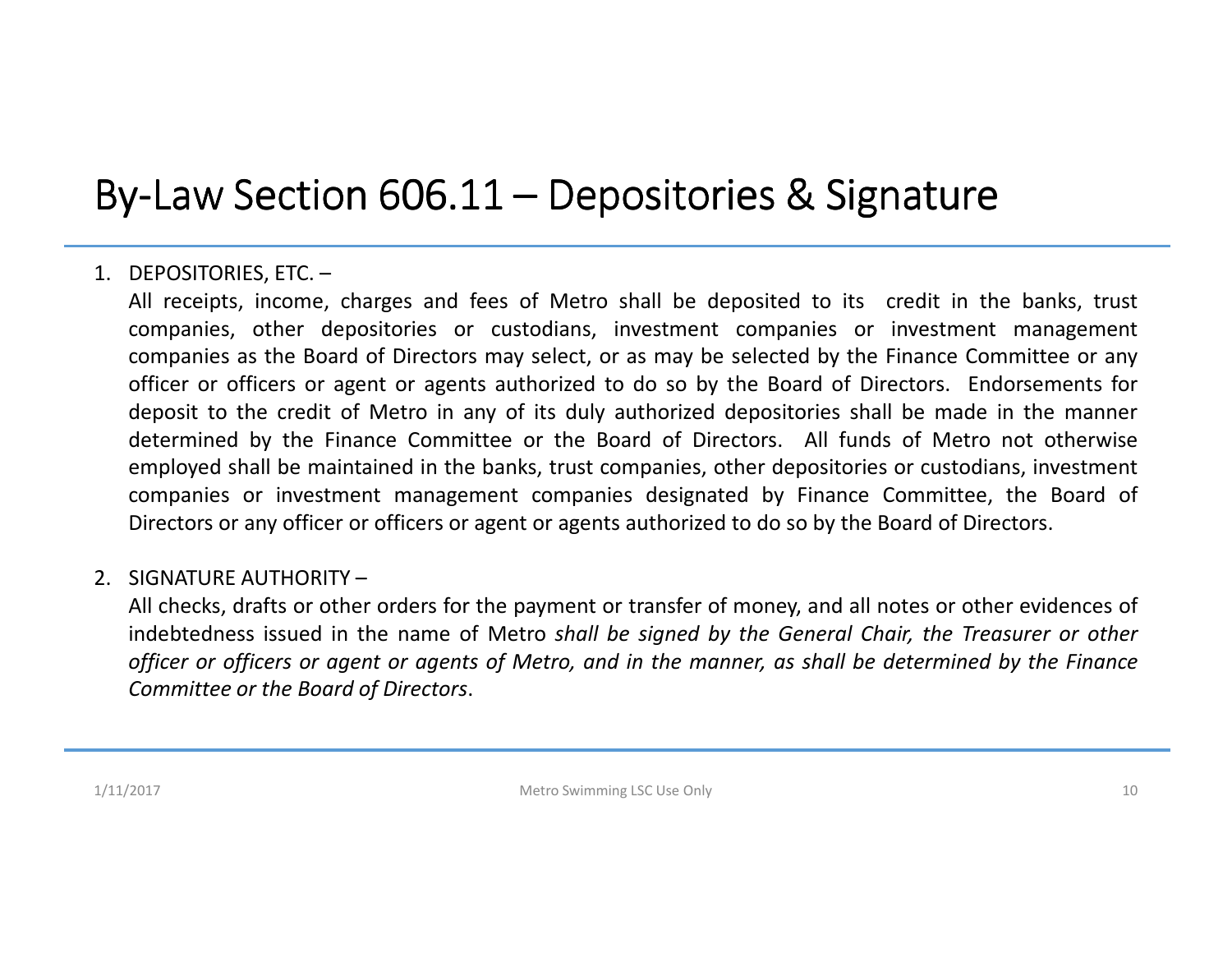# By-Law Section 606.11 – Depositories & Signature

1. DEPOSITORIES, ETC. –
   All receipts, income, charges and fees of Metro shall be deposited to its credit in the banks, trust companies, other depositories or custodians, investment companies or investment management companies as the Board of Directors may select, or as may be selected by the Finance Committee or any officer or officers or agent or agents authorized to do so by the Board of Directors. Endorsements for deposit to the credit of Metro in any of its duly authorized depositories shall be made in the manner determined by the Finance Committee or the Board of Directors. All funds of Metro not otherwise employed shall be maintained in the banks, trust companies, other depositories or custodians, investment companies or investment management companies designated by Finance Committee, the Board of Directors or any officer or officers or agent or agents authorized to do so by the Board of Directors.

2. SIGNATURE AUTHORITY –
   All checks, drafts or other orders for the payment or transfer of money, and all notes or other evidences of indebtedness issued in the name of Metro *shall be signed by the General Chair, the Treasurer or other officer or officers or agent or agents of Metro, and in the manner, as shall be determined by the Finance Committee or the Board of Directors*.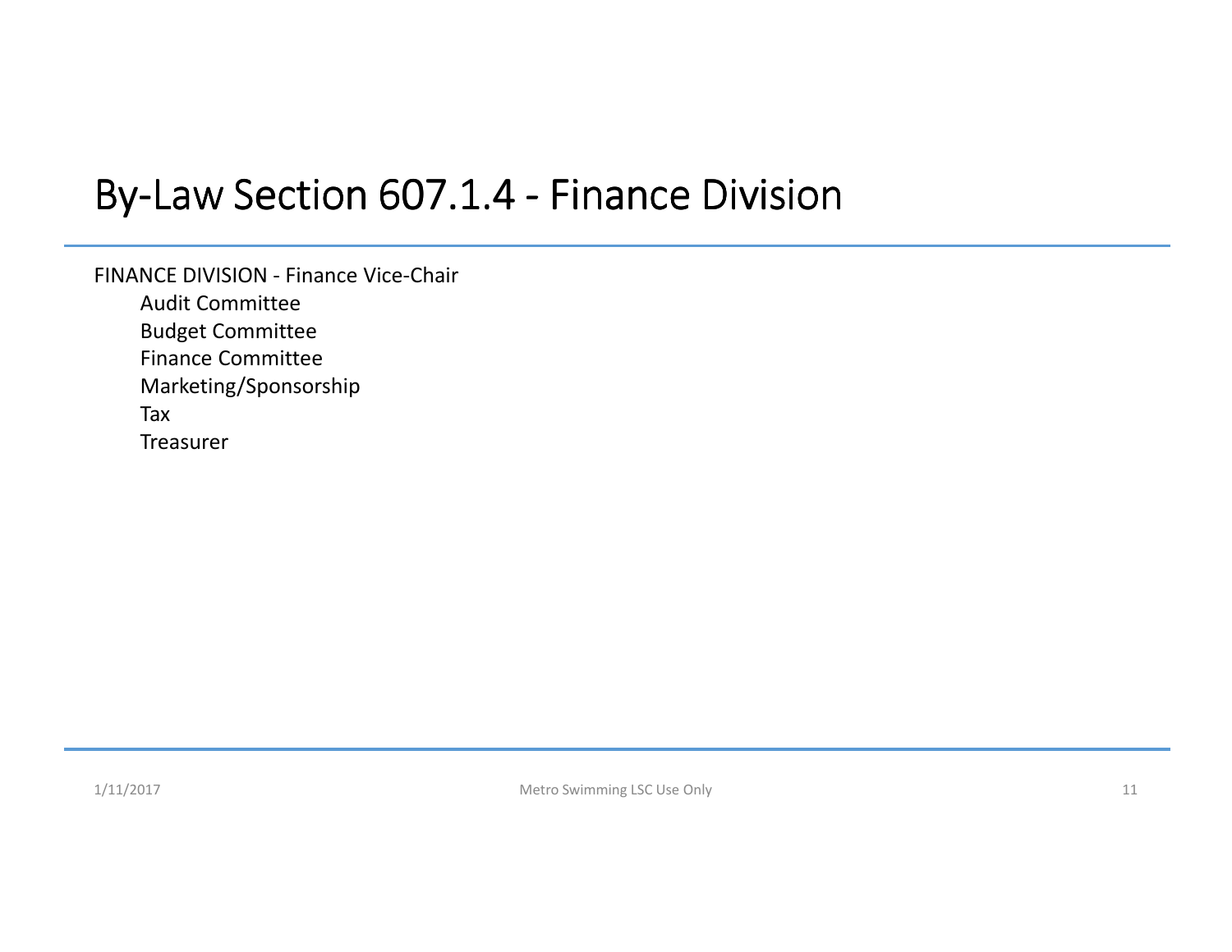# By-Law Section 607.1.4 - Finance Division

FINANCE DIVISION - Finance Vice-Chair

- Audit Committee
- Budget Committee
- Finance Committee
- Marketing/Sponsorship
- Tax
- Treasurer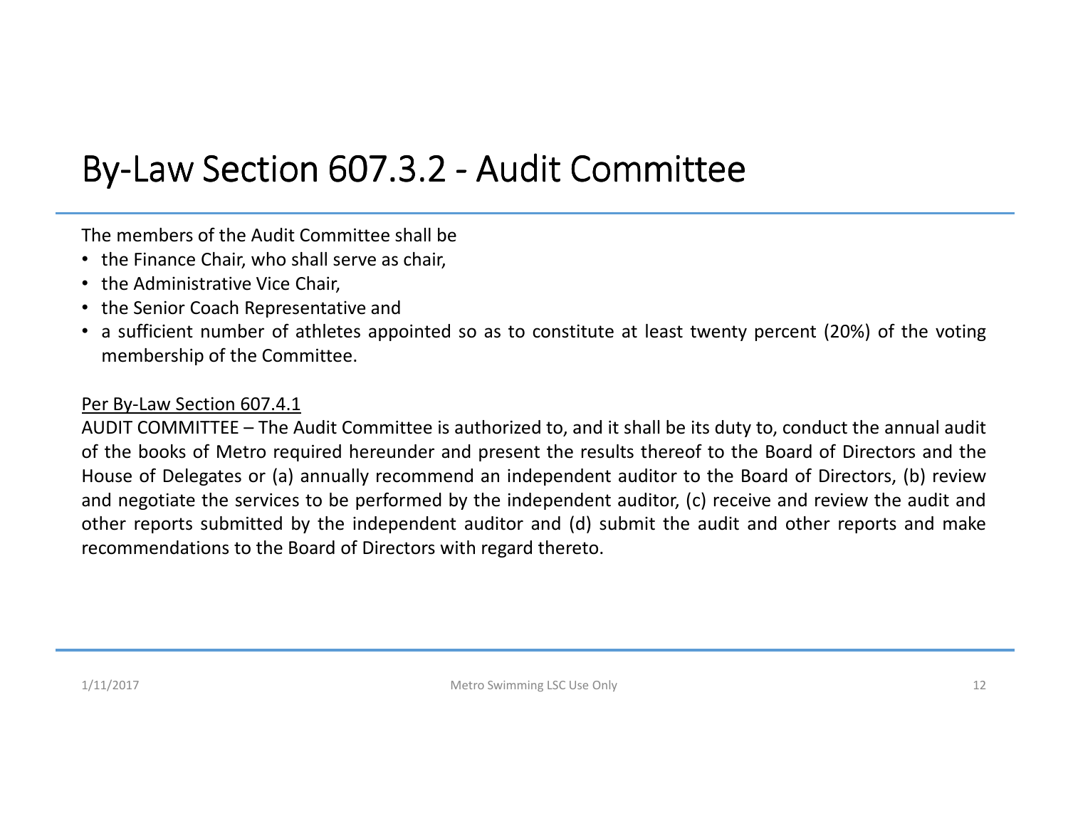# By-Law Section 607.3.2 - Audit Committee

The members of the Audit Committee shall be

- the Finance Chair, who shall serve as chair,
- the Administrative Vice Chair,
- the Senior Coach Representative and
- a sufficient number of athletes appointed so as to constitute at least twenty percent (20%) of the voting membership of the Committee.

<u>Per By-Law Section 607.4.1</u>

AUDIT COMMITTEE – The Audit Committee is authorized to, and it shall be its duty to, conduct the annual audit of the books of Metro required hereunder and present the results thereof to the Board of Directors and the House of Delegates or (a) annually recommend an independent auditor to the Board of Directors, (b) review and negotiate the services to be performed by the independent auditor, (c) receive and review the audit and other reports submitted by the independent auditor and (d) submit the audit and other reports and make recommendations to the Board of Directors with regard thereto.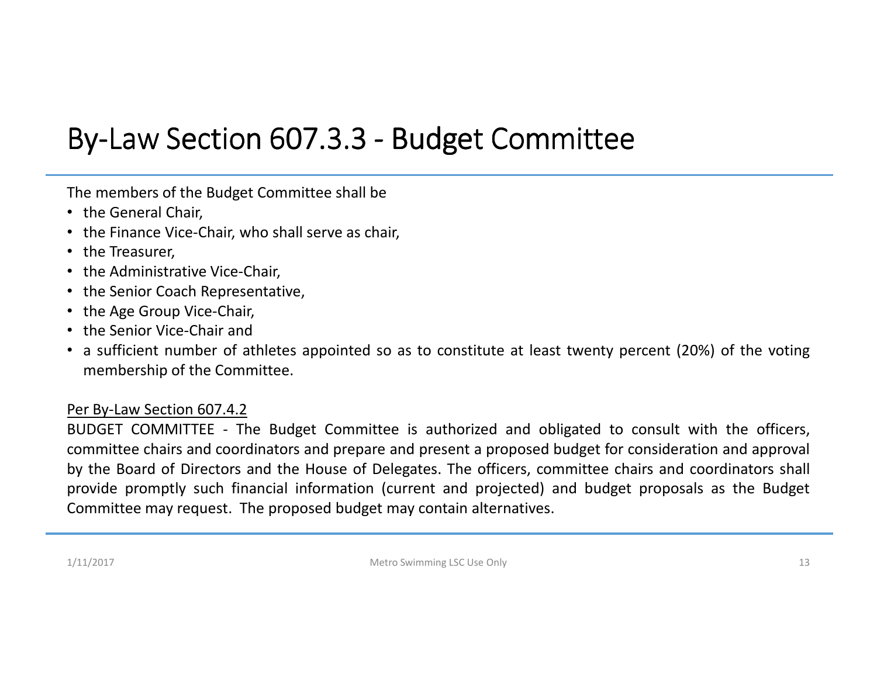# By-Law Section 607.3.3 - Budget Committee

The members of the Budget Committee shall be

- the General Chair,
- the Finance Vice-Chair, who shall serve as chair,
- the Treasurer,
- the Administrative Vice-Chair,
- the Senior Coach Representative,
- the Age Group Vice-Chair,
- the Senior Vice-Chair and
- a sufficient number of athletes appointed so as to constitute at least twenty percent (20%) of the voting membership of the Committee.

<u>Per By-Law Section 607.4.2</u>

BUDGET COMMITTEE - The Budget Committee is authorized and obligated to consult with the officers, committee chairs and coordinators and prepare and present a proposed budget for consideration and approval by the Board of Directors and the House of Delegates. The officers, committee chairs and coordinators shall provide promptly such financial information (current and projected) and budget proposals as the Budget Committee may request. The proposed budget may contain alternatives.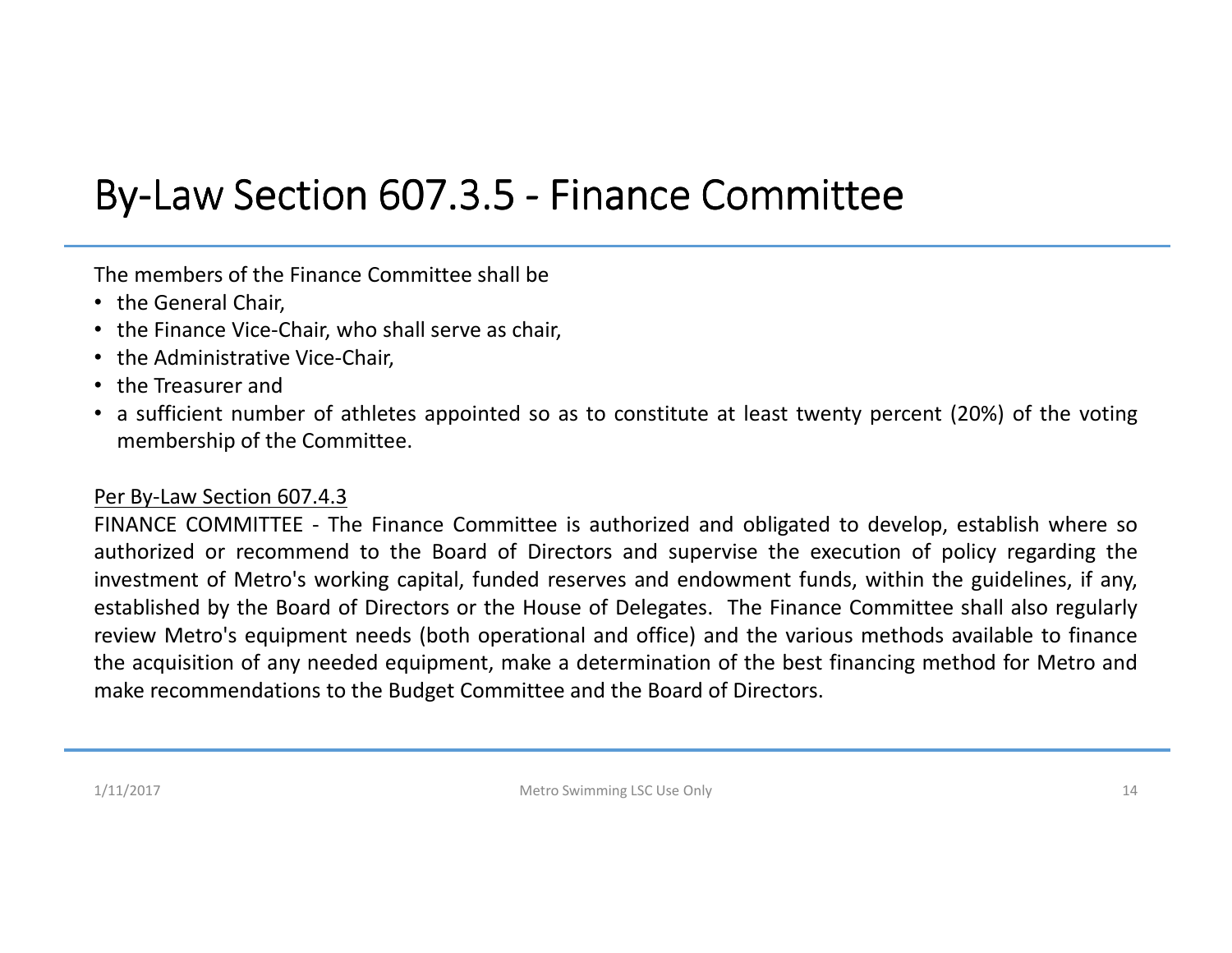# By-Law Section 607.3.5 - Finance Committee

The members of the Finance Committee shall be

- the General Chair,
- the Finance Vice-Chair, who shall serve as chair,
- the Administrative Vice-Chair,
- the Treasurer and
- a sufficient number of athletes appointed so as to constitute at least twenty percent (20%) of the voting membership of the Committee.

<u>Per By-Law Section 607.4.3</u>

FINANCE COMMITTEE - The Finance Committee is authorized and obligated to develop, establish where so authorized or recommend to the Board of Directors and supervise the execution of policy regarding the investment of Metro's working capital, funded reserves and endowment funds, within the guidelines, if any, established by the Board of Directors or the House of Delegates. The Finance Committee shall also regularly review Metro's equipment needs (both operational and office) and the various methods available to finance the acquisition of any needed equipment, make a determination of the best financing method for Metro and make recommendations to the Budget Committee and the Board of Directors.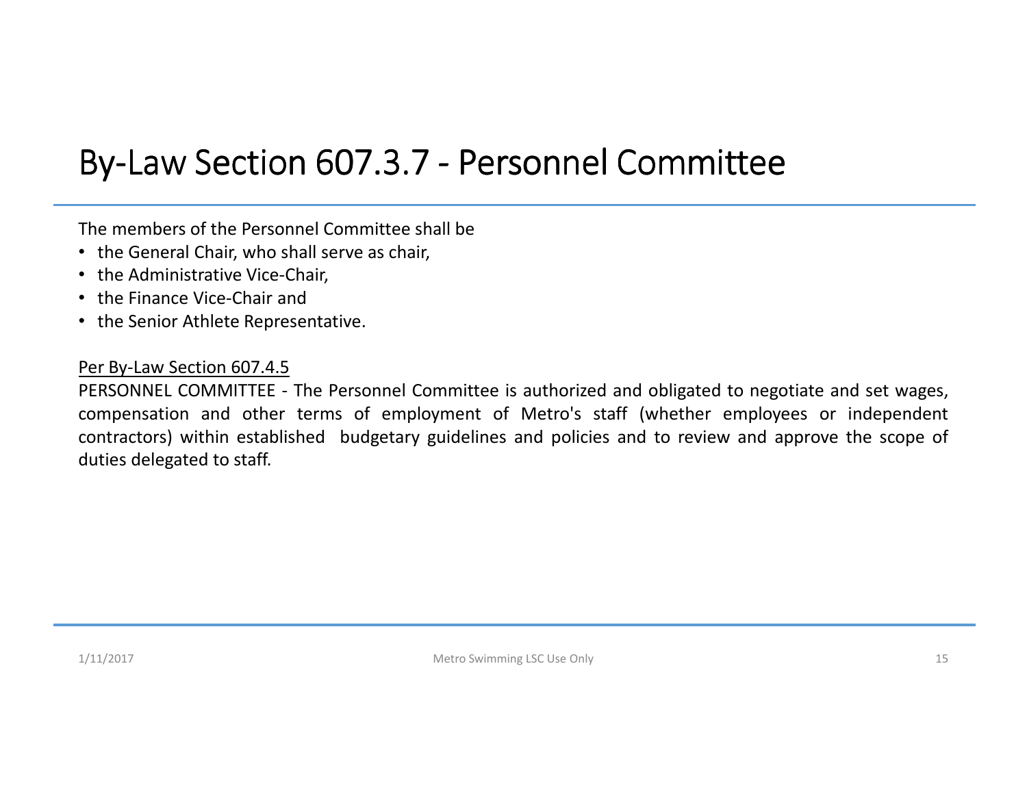# By-Law Section 607.3.7 - Personnel Committee

The members of the Personnel Committee shall be

- the General Chair, who shall serve as chair,
- the Administrative Vice-Chair,
- the Finance Vice-Chair and
- the Senior Athlete Representative.

Per By-Law Section 607.4.5

PERSONNEL COMMITTEE - The Personnel Committee is authorized and obligated to negotiate and set wages, compensation and other terms of employment of Metro's staff (whether employees or independent contractors) within established budgetary guidelines and policies and to review and approve the scope of duties delegated to staff.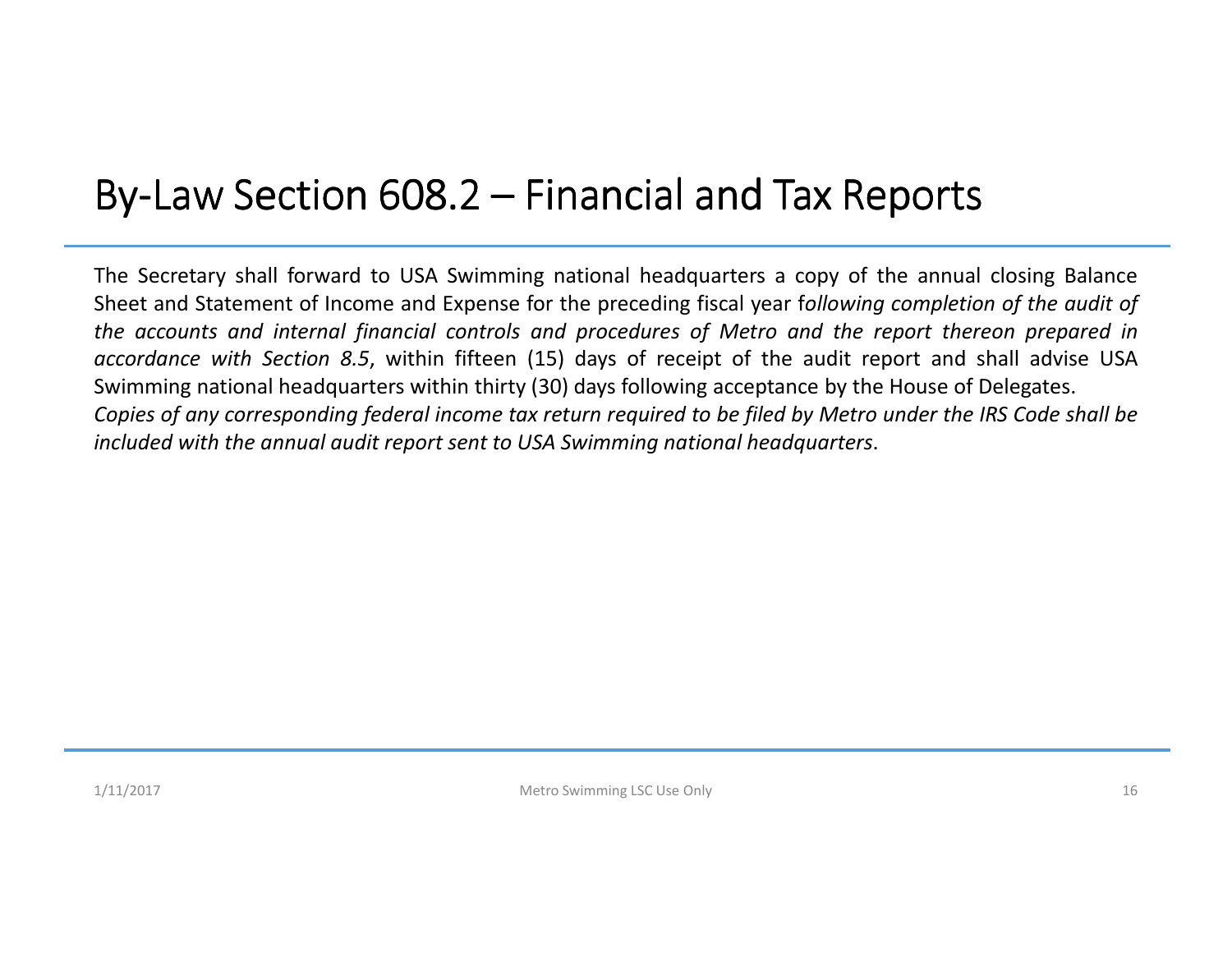# By-Law Section 608.2 – Financial and Tax Reports

The Secretary shall forward to USA Swimming national headquarters a copy of the annual closing Balance Sheet and Statement of Income and Expense for the preceding fiscal year f*ollowing completion of the audit of the accounts and internal financial controls and procedures of Metro and the report thereon prepared in accordance with Section 8.5*, within fifteen (15) days of receipt of the audit report and shall advise USA Swimming national headquarters within thirty (30) days following acceptance by the House of Delegates. *Copies of any corresponding federal income tax return required to be filed by Metro under the IRS Code shall be included with the annual audit report sent to USA Swimming national headquarters*.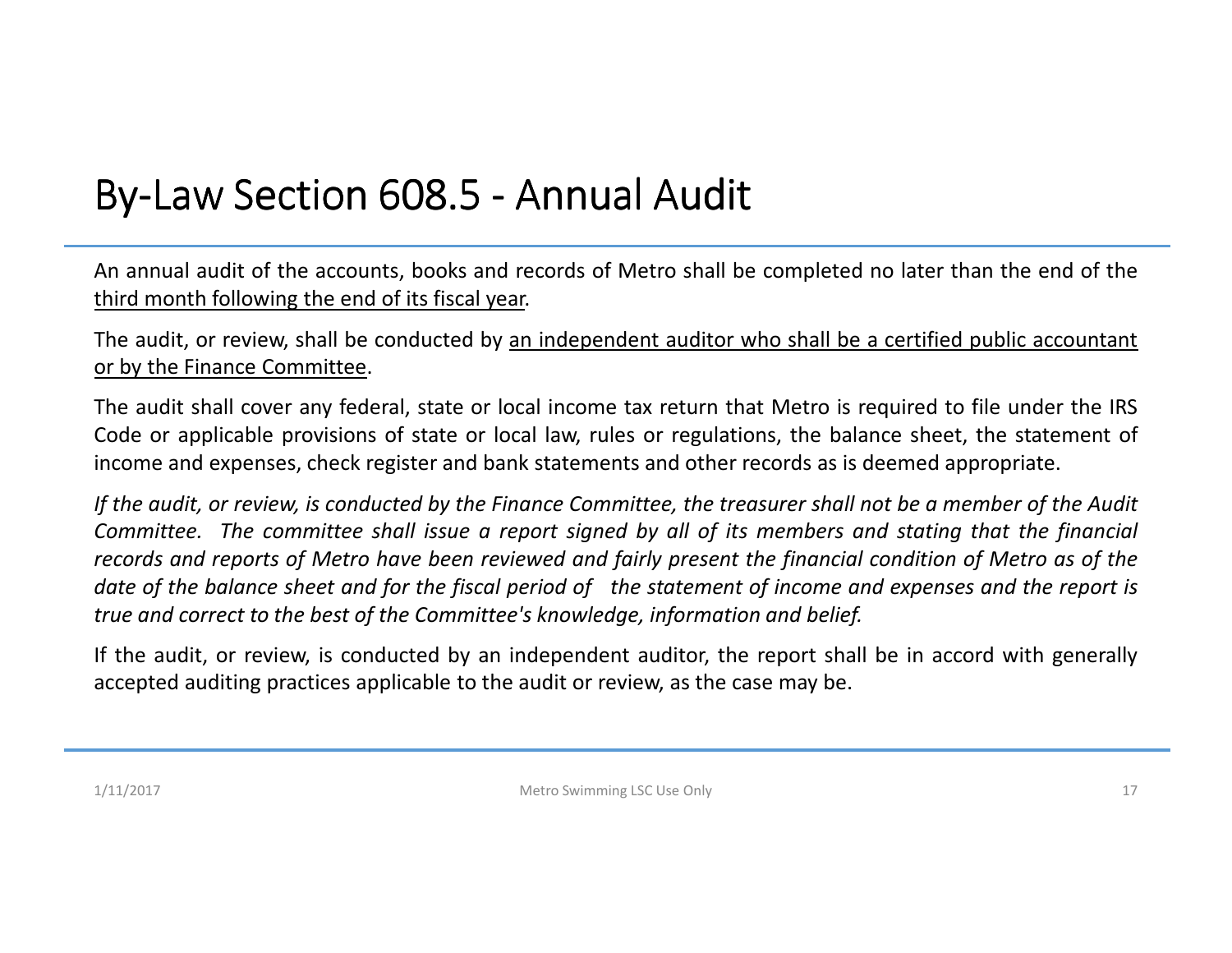# By-Law Section 608.5 - Annual Audit

An annual audit of the accounts, books and records of Metro shall be completed no later than the end of the <u>third month following the end of its fiscal year</u>.

The audit, or review, shall be conducted by <u>an independent auditor who shall be a certified public accountant or by the Finance Committee</u>.

The audit shall cover any federal, state or local income tax return that Metro is required to file under the IRS Code or applicable provisions of state or local law, rules or regulations, the balance sheet, the statement of income and expenses, check register and bank statements and other records as is deemed appropriate.

*If the audit, or review, is conducted by the Finance Committee, the treasurer shall not be a member of the Audit Committee. The committee shall issue a report signed by all of its members and stating that the financial records and reports of Metro have been reviewed and fairly present the financial condition of Metro as of the date of the balance sheet and for the fiscal period of the statement of income and expenses and the report is true and correct to the best of the Committee's knowledge, information and belief.*

If the audit, or review, is conducted by an independent auditor, the report shall be in accord with generally accepted auditing practices applicable to the audit or review, as the case may be.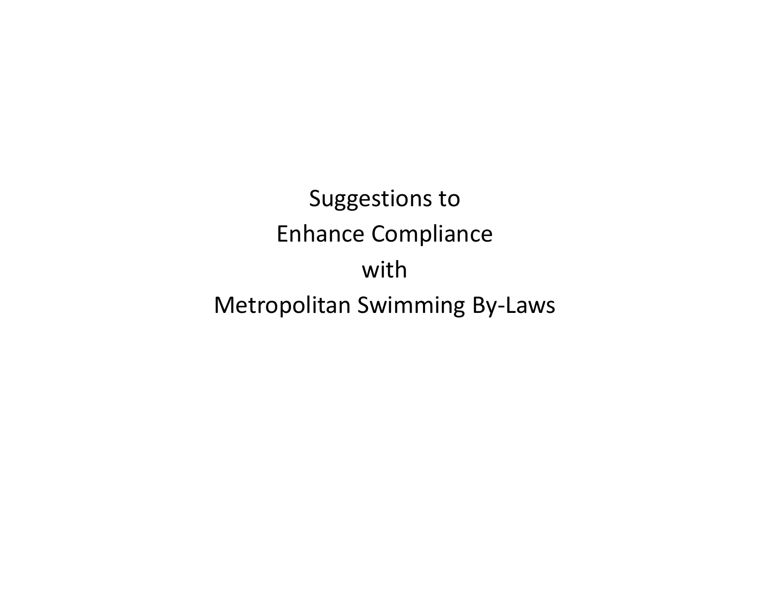# Suggestions to Enhance Compliance with Metropolitan Swimming By-Laws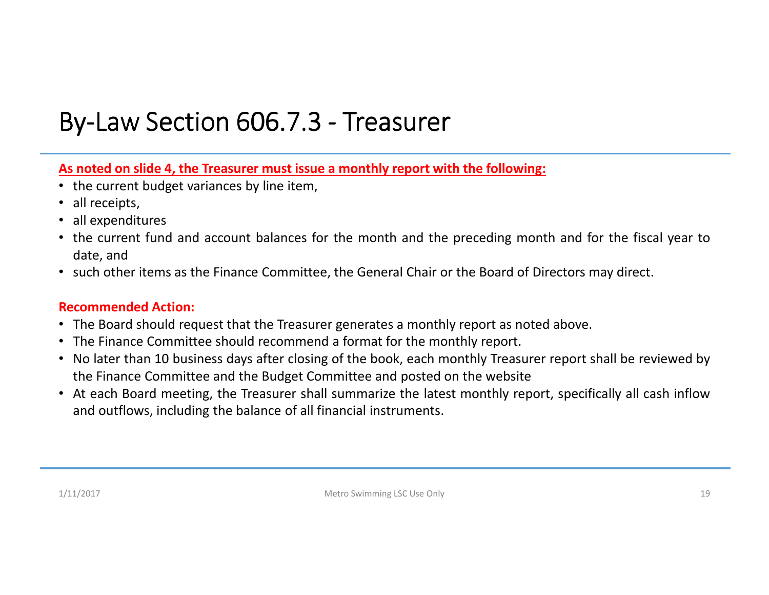# By-Law Section 606.7.3 - Treasurer

**As noted on slide 4, the Treasurer must issue a monthly report with the following:**

- the current budget variances by line item,
- all receipts,
- all expenditures
- the current fund and account balances for the month and the preceding month and for the fiscal year to date, and
- such other items as the Finance Committee, the General Chair or the Board of Directors may direct.

**Recommended Action:**

- The Board should request that the Treasurer generates a monthly report as noted above.
- The Finance Committee should recommend a format for the monthly report.
- No later than 10 business days after closing of the book, each monthly Treasurer report shall be reviewed by the Finance Committee and the Budget Committee and posted on the website
- At each Board meeting, the Treasurer shall summarize the latest monthly report, specifically all cash inflow and outflows, including the balance of all financial instruments.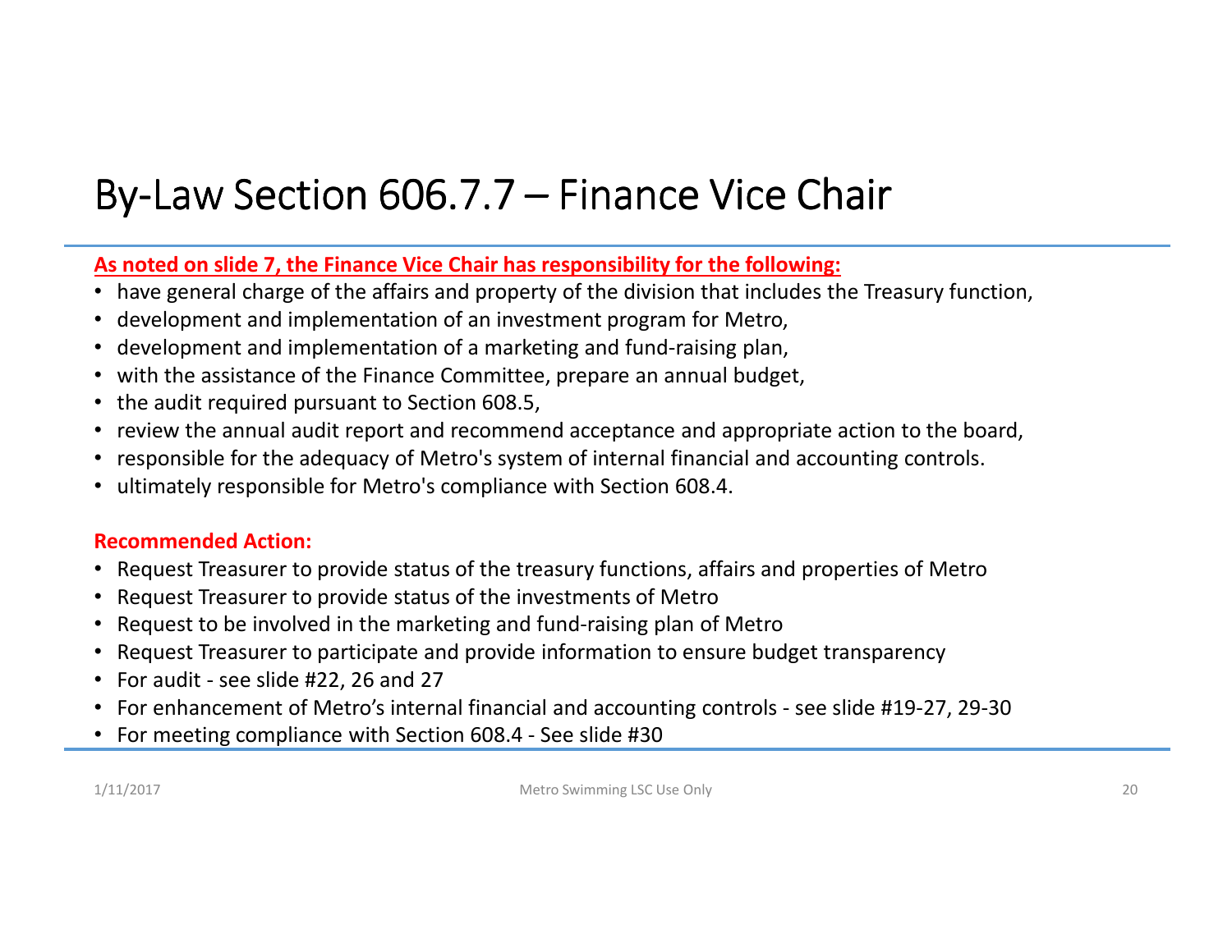# By-Law Section 606.7.7 – Finance Vice Chair

**As noted on slide 7, the Finance Vice Chair has responsibility for the following:**

- have general charge of the affairs and property of the division that includes the Treasury function,
- development and implementation of an investment program for Metro,
- development and implementation of a marketing and fund-raising plan,
- with the assistance of the Finance Committee, prepare an annual budget,
- the audit required pursuant to Section 608.5,
- review the annual audit report and recommend acceptance and appropriate action to the board,
- responsible for the adequacy of Metro's system of internal financial and accounting controls.
- ultimately responsible for Metro's compliance with Section 608.4.

**Recommended Action:**

- Request Treasurer to provide status of the treasury functions, affairs and properties of Metro
- Request Treasurer to provide status of the investments of Metro
- Request to be involved in the marketing and fund-raising plan of Metro
- Request Treasurer to participate and provide information to ensure budget transparency
- For audit - see slide #22, 26 and 27
- For enhancement of Metro's internal financial and accounting controls - see slide #19-27, 29-30
- For meeting compliance with Section 608.4 - See slide #30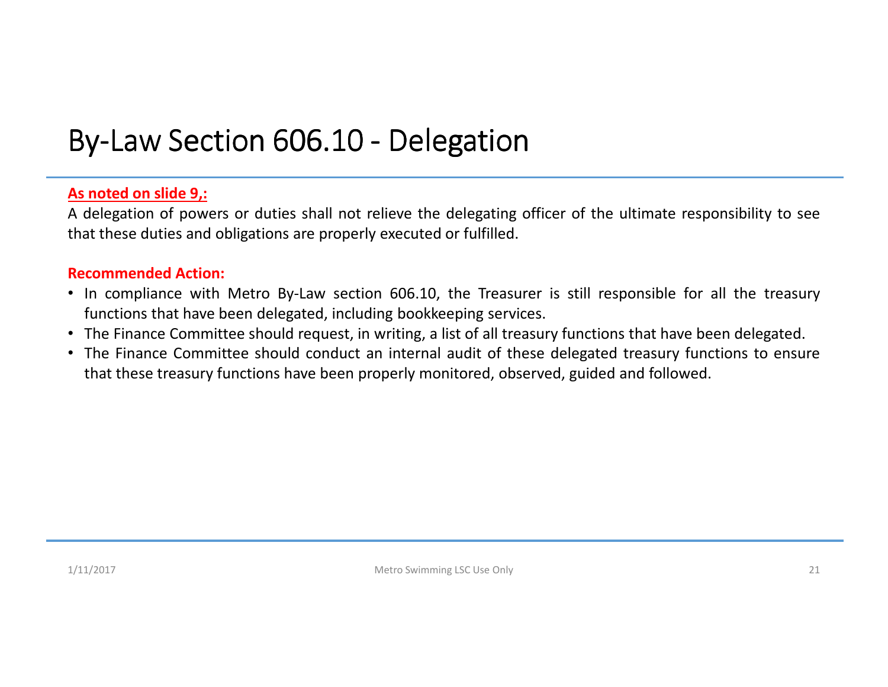# By-Law Section 606.10 - Delegation

**As noted on slide 9,:**

A delegation of powers or duties shall not relieve the delegating officer of the ultimate responsibility to see that these duties and obligations are properly executed or fulfilled.

**Recommended Action:**

- In compliance with Metro By-Law section 606.10, the Treasurer is still responsible for all the treasury functions that have been delegated, including bookkeeping services.
- The Finance Committee should request, in writing, a list of all treasury functions that have been delegated.
- The Finance Committee should conduct an internal audit of these delegated treasury functions to ensure that these treasury functions have been properly monitored, observed, guided and followed.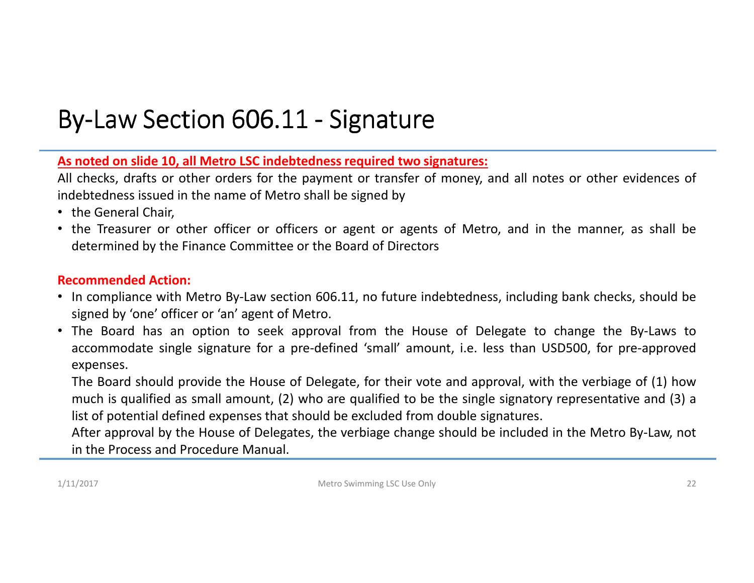# By-Law Section 606.11 - Signature

**As noted on slide 10, all Metro LSC indebtedness required two signatures:**

All checks, drafts or other orders for the payment or transfer of money, and all notes or other evidences of indebtedness issued in the name of Metro shall be signed by

- the General Chair,
- the Treasurer or other officer or officers or agent or agents of Metro, and in the manner, as shall be determined by the Finance Committee or the Board of Directors

**Recommended Action:**

- In compliance with Metro By-Law section 606.11, no future indebtedness, including bank checks, should be signed by 'one' officer or 'an' agent of Metro.
- The Board has an option to seek approval from the House of Delegate to change the By-Laws to accommodate single signature for a pre-defined 'small' amount, i.e. less than USD500, for pre-approved expenses.

  The Board should provide the House of Delegate, for their vote and approval, with the verbiage of (1) how much is qualified as small amount, (2) who are qualified to be the single signatory representative and (3) a list of potential defined expenses that should be excluded from double signatures.

  After approval by the House of Delegates, the verbiage change should be included in the Metro By-Law, not in the Process and Procedure Manual.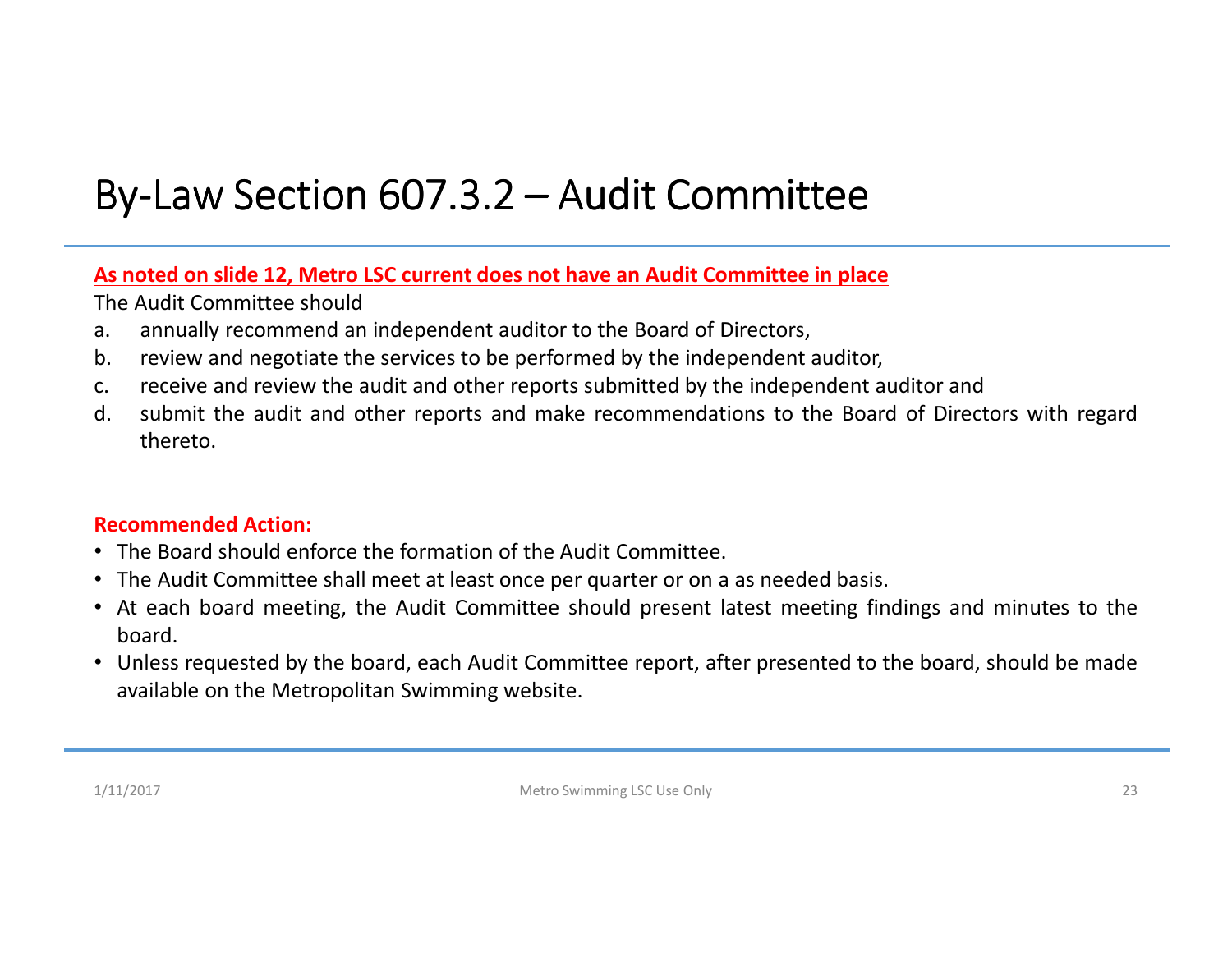# By-Law Section 607.3.2 – Audit Committee

**As noted on slide 12, Metro LSC current does not have an Audit Committee in place**

The Audit Committee should

a. annually recommend an independent auditor to the Board of Directors,
b. review and negotiate the services to be performed by the independent auditor,
c. receive and review the audit and other reports submitted by the independent auditor and
d. submit the audit and other reports and make recommendations to the Board of Directors with regard thereto.

**Recommended Action:**

- The Board should enforce the formation of the Audit Committee.
- The Audit Committee shall meet at least once per quarter or on a as needed basis.
- At each board meeting, the Audit Committee should present latest meeting findings and minutes to the board.
- Unless requested by the board, each Audit Committee report, after presented to the board, should be made available on the Metropolitan Swimming website.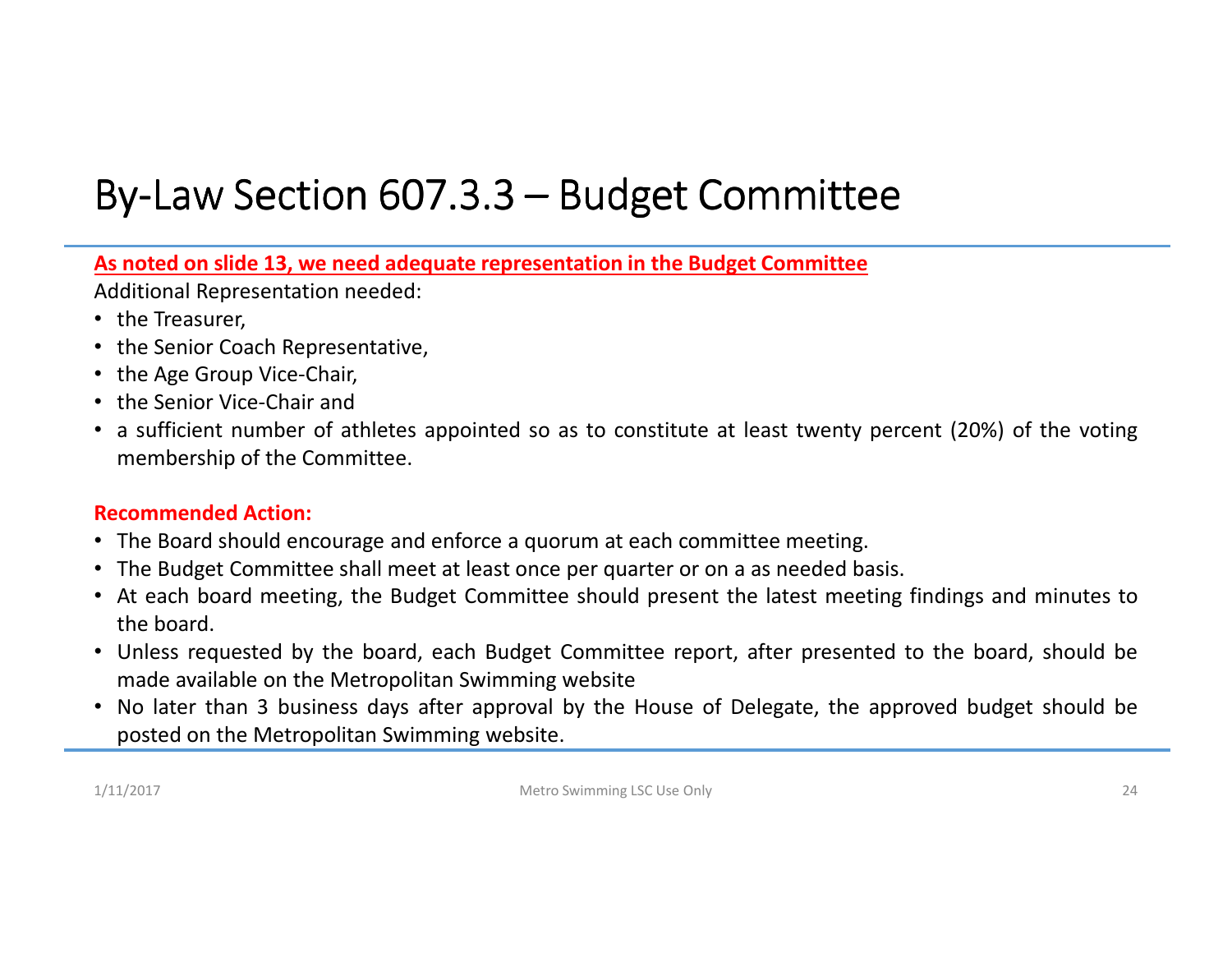# By-Law Section 607.3.3 – Budget Committee

**As noted on slide 13, we need adequate representation in the Budget Committee**

Additional Representation needed:

- the Treasurer,
- the Senior Coach Representative,
- the Age Group Vice-Chair,
- the Senior Vice-Chair and
- a sufficient number of athletes appointed so as to constitute at least twenty percent (20%) of the voting membership of the Committee.

**Recommended Action:**

- The Board should encourage and enforce a quorum at each committee meeting.
- The Budget Committee shall meet at least once per quarter or on a as needed basis.
- At each board meeting, the Budget Committee should present the latest meeting findings and minutes to the board.
- Unless requested by the board, each Budget Committee report, after presented to the board, should be made available on the Metropolitan Swimming website
- No later than 3 business days after approval by the House of Delegate, the approved budget should be posted on the Metropolitan Swimming website.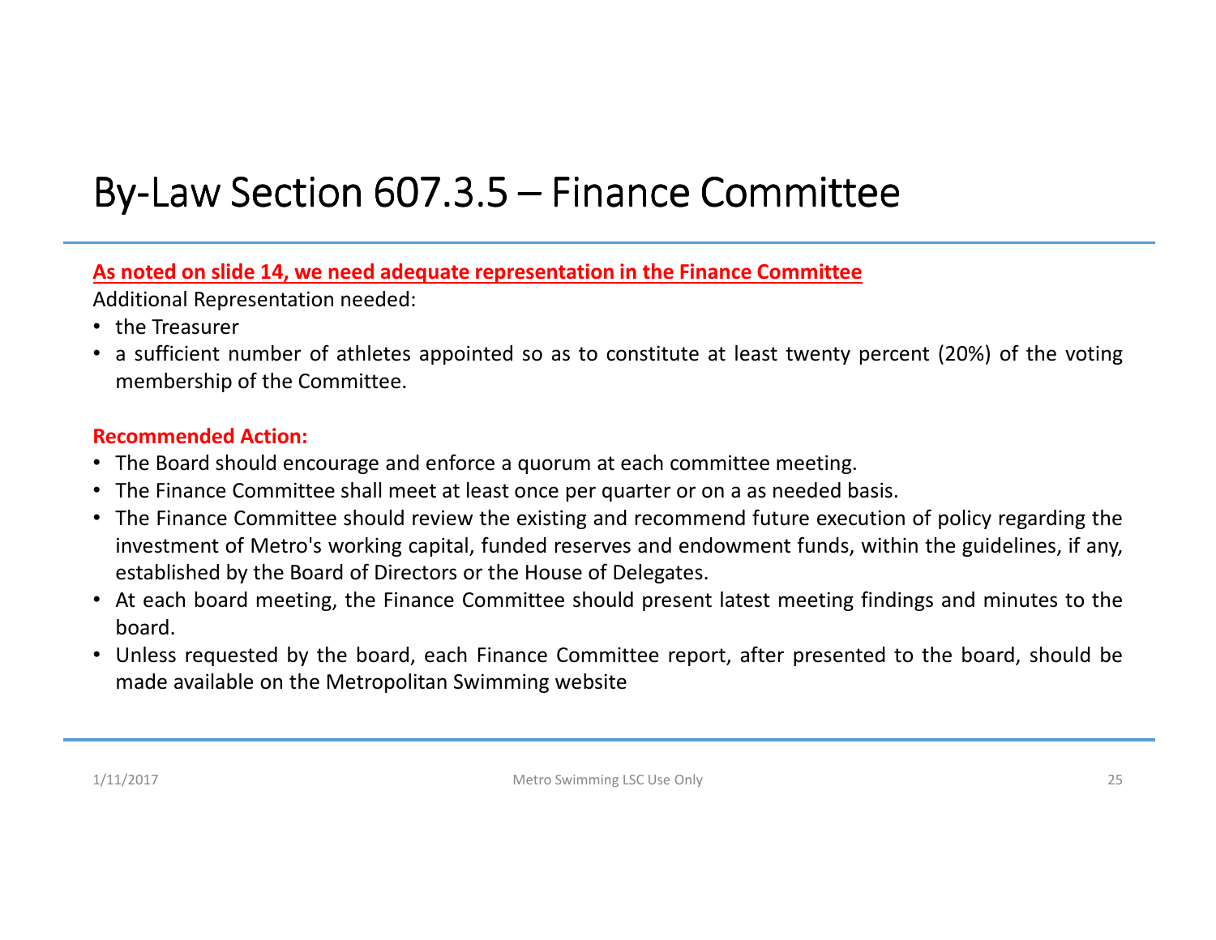# By-Law Section 607.3.5 – Finance Committee

**As noted on slide 14, we need adequate representation in the Finance Committee**

Additional Representation needed:

- the Treasurer
- a sufficient number of athletes appointed so as to constitute at least twenty percent (20%) of the voting membership of the Committee.

**Recommended Action:**

- The Board should encourage and enforce a quorum at each committee meeting.
- The Finance Committee shall meet at least once per quarter or on a as needed basis.
- The Finance Committee should review the existing and recommend future execution of policy regarding the investment of Metro's working capital, funded reserves and endowment funds, within the guidelines, if any, established by the Board of Directors or the House of Delegates.
- At each board meeting, the Finance Committee should present latest meeting findings and minutes to the board.
- Unless requested by the board, each Finance Committee report, after presented to the board, should be made available on the Metropolitan Swimming website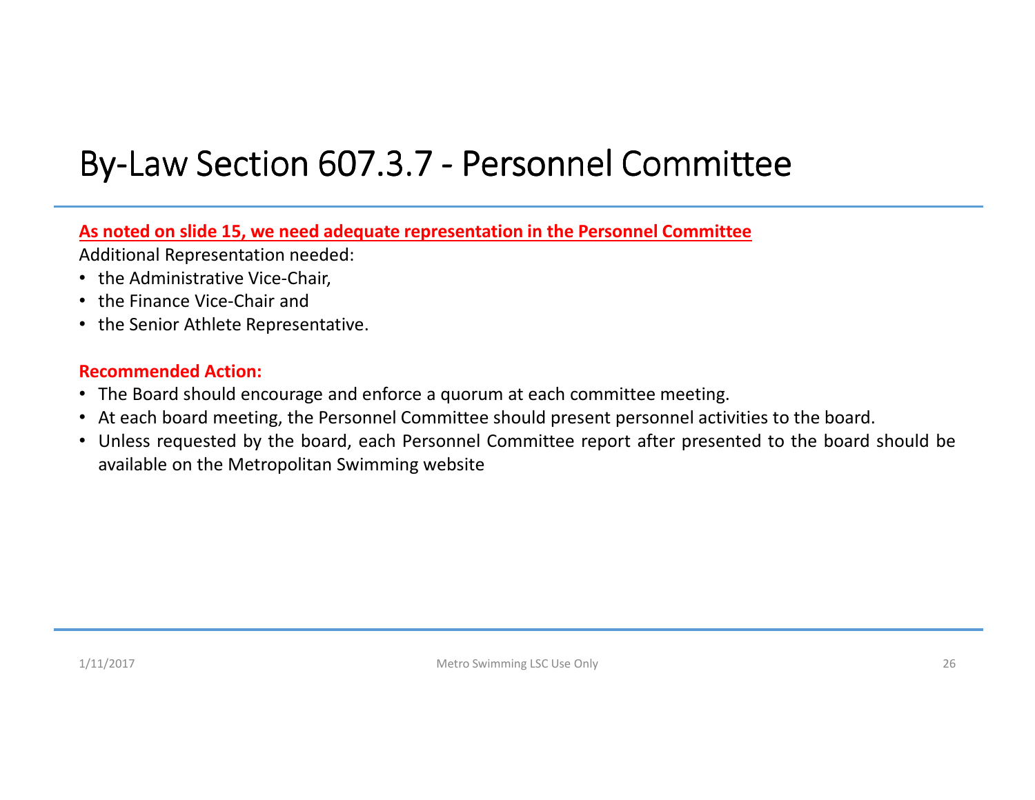# By-Law Section 607.3.7 - Personnel Committee

**As noted on slide 15, we need adequate representation in the Personnel Committee**

Additional Representation needed:

- the Administrative Vice-Chair,
- the Finance Vice-Chair and
- the Senior Athlete Representative.

**Recommended Action:**

- The Board should encourage and enforce a quorum at each committee meeting.
- At each board meeting, the Personnel Committee should present personnel activities to the board.
- Unless requested by the board, each Personnel Committee report after presented to the board should be available on the Metropolitan Swimming website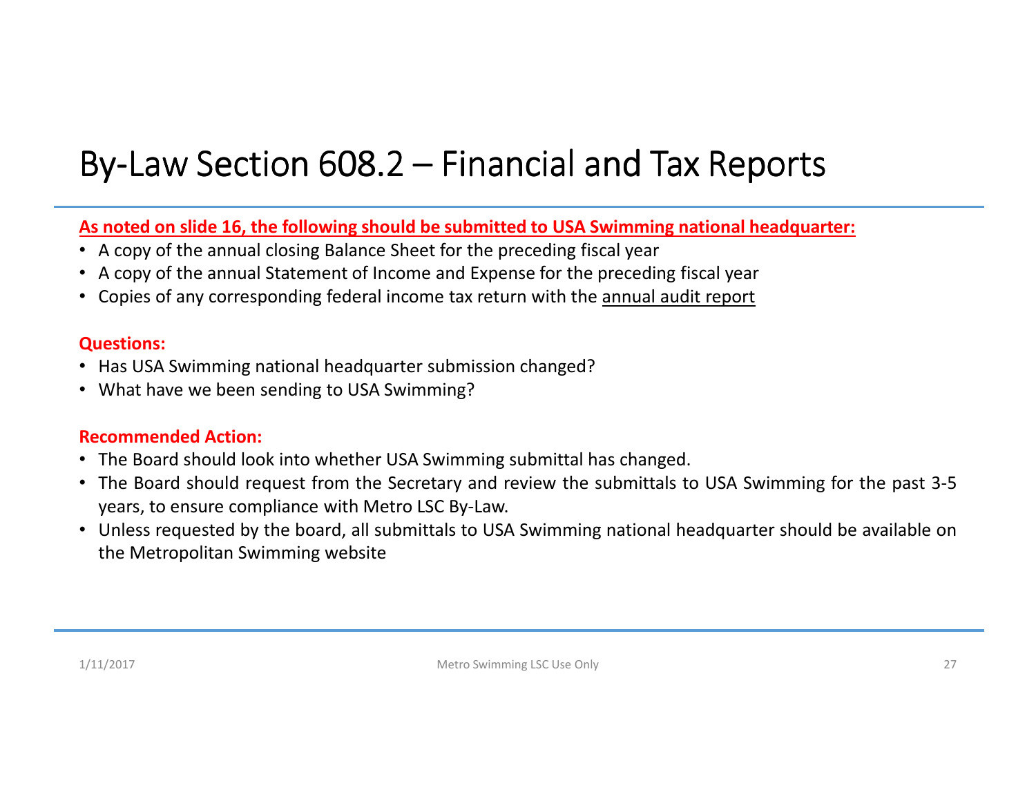# By-Law Section 608.2 – Financial and Tax Reports

**As noted on slide 16, the following should be submitted to USA Swimming national headquarter:**

- A copy of the annual closing Balance Sheet for the preceding fiscal year
- A copy of the annual Statement of Income and Expense for the preceding fiscal year
- Copies of any corresponding federal income tax return with the annual audit report

**Questions:**

- Has USA Swimming national headquarter submission changed?
- What have we been sending to USA Swimming?

**Recommended Action:**

- The Board should look into whether USA Swimming submittal has changed.
- The Board should request from the Secretary and review the submittals to USA Swimming for the past 3-5 years, to ensure compliance with Metro LSC By-Law.
- Unless requested by the board, all submittals to USA Swimming national headquarter should be available on the Metropolitan Swimming website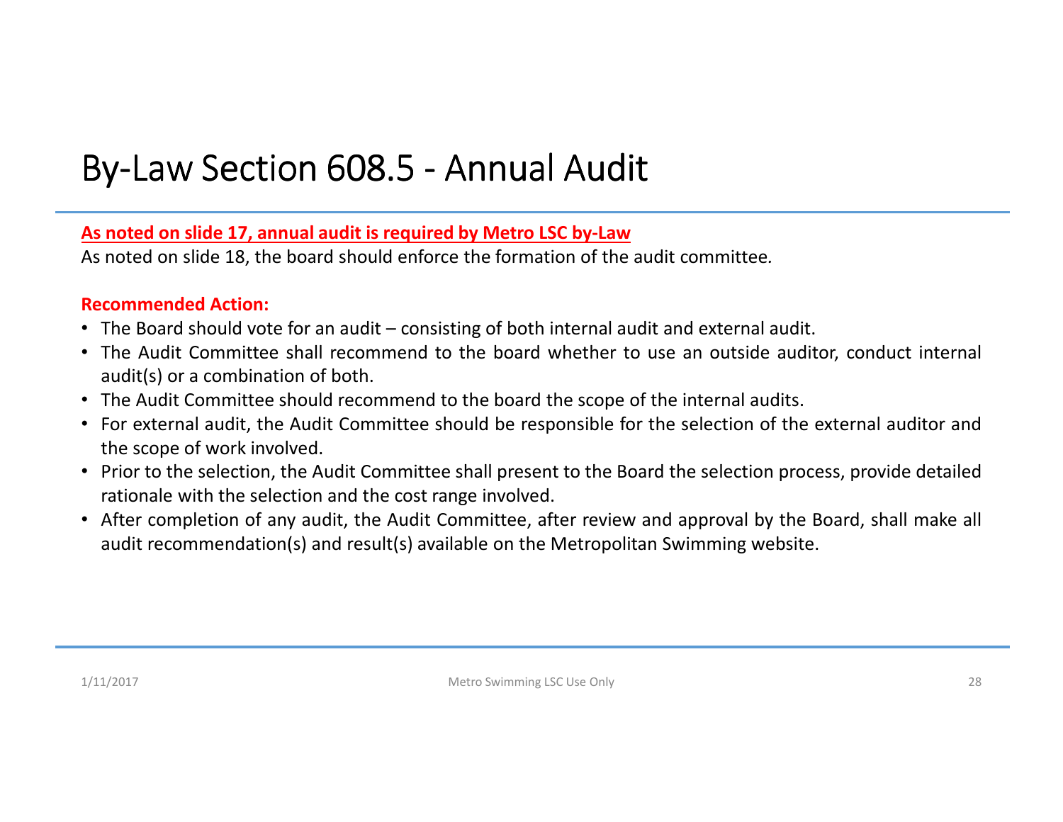# By-Law Section 608.5 - Annual Audit

**As noted on slide 17, annual audit is required by Metro LSC by-Law**

As noted on slide 18, the board should enforce the formation of the audit committee.

**Recommended Action:**

- The Board should vote for an audit – consisting of both internal audit and external audit.
- The Audit Committee shall recommend to the board whether to use an outside auditor, conduct internal audit(s) or a combination of both.
- The Audit Committee should recommend to the board the scope of the internal audits.
- For external audit, the Audit Committee should be responsible for the selection of the external auditor and the scope of work involved.
- Prior to the selection, the Audit Committee shall present to the Board the selection process, provide detailed rationale with the selection and the cost range involved.
- After completion of any audit, the Audit Committee, after review and approval by the Board, shall make all audit recommendation(s) and result(s) available on the Metropolitan Swimming website.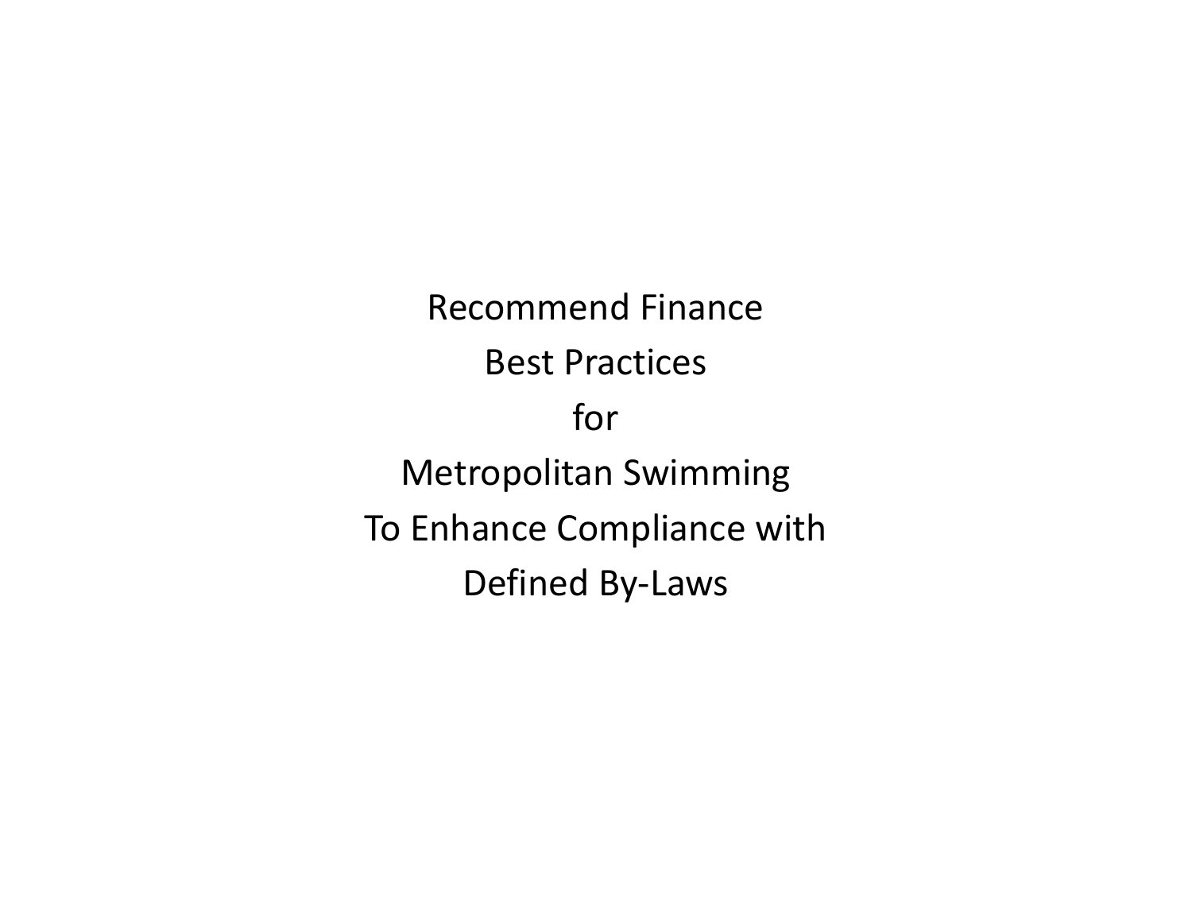# Recommend Finance Best Practices for Metropolitan Swimming To Enhance Compliance with Defined By-Laws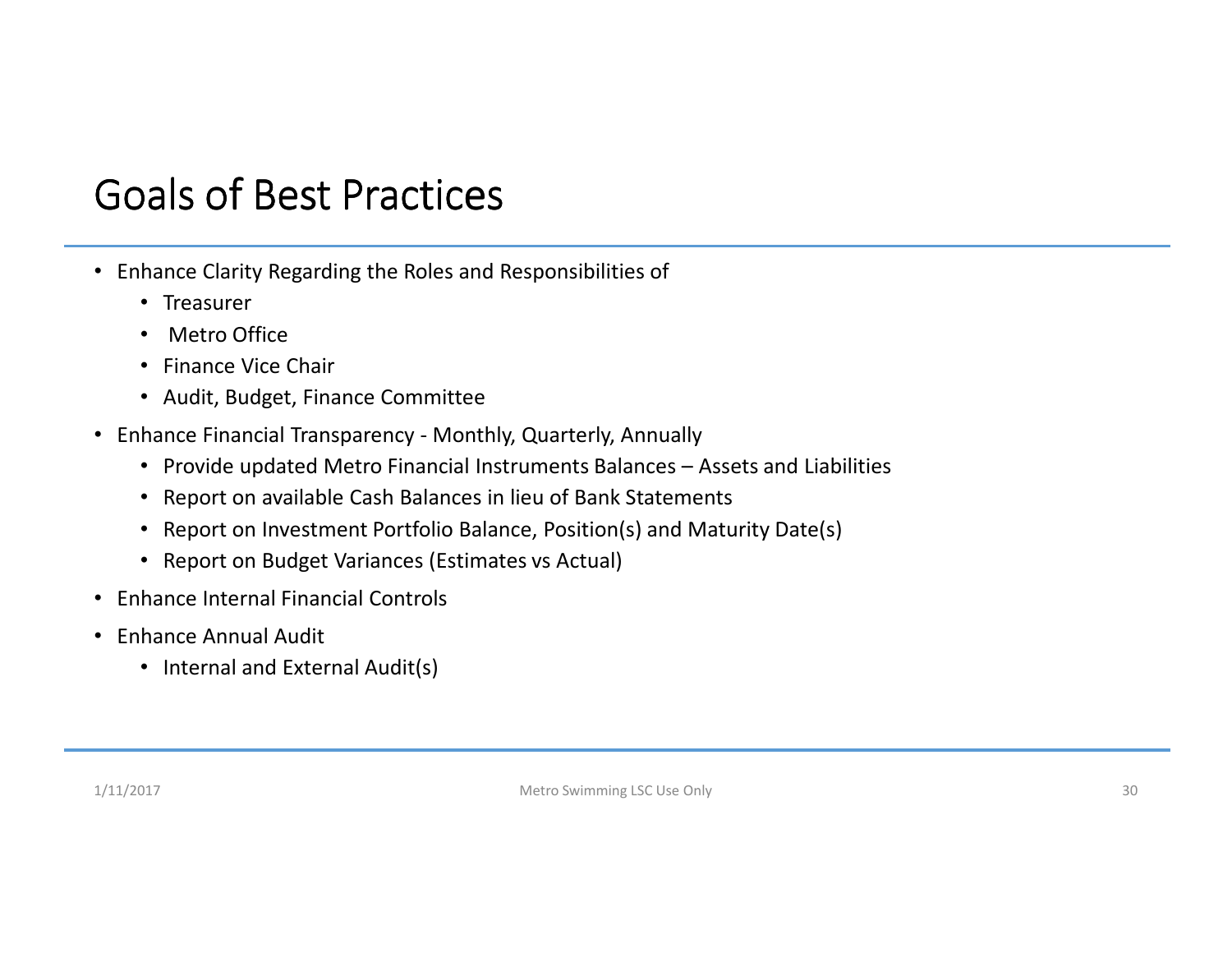# Goals of Best Practices

- Enhance Clarity Regarding the Roles and Responsibilities of
  - Treasurer
  - Metro Office
  - Finance Vice Chair
  - Audit, Budget, Finance Committee
- Enhance Financial Transparency - Monthly, Quarterly, Annually
  - Provide updated Metro Financial Instruments Balances – Assets and Liabilities
  - Report on available Cash Balances in lieu of Bank Statements
  - Report on Investment Portfolio Balance, Position(s) and Maturity Date(s)
  - Report on Budget Variances (Estimates vs Actual)
- Enhance Internal Financial Controls
- Enhance Annual Audit
  - Internal and External Audit(s)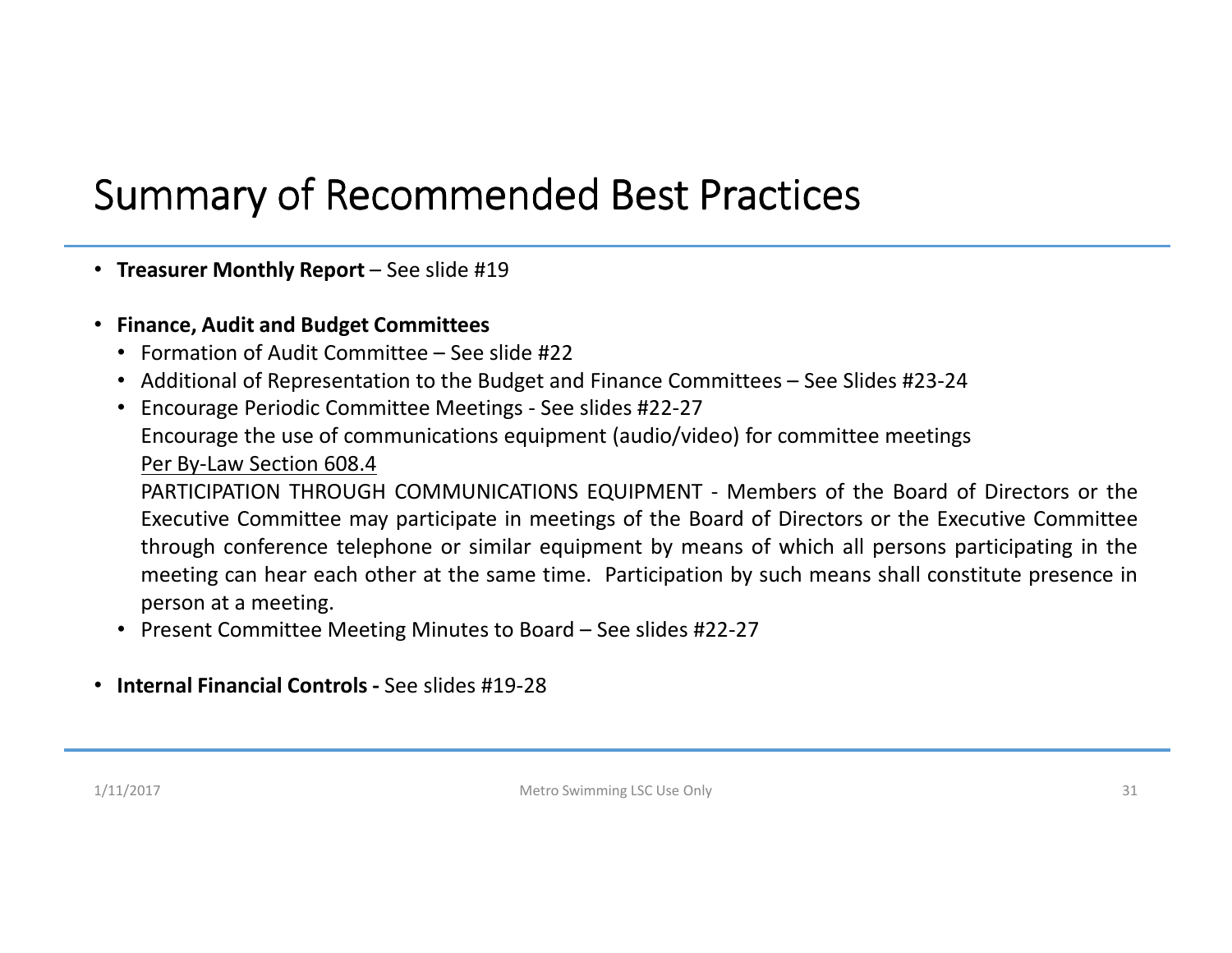# Summary of Recommended Best Practices

- **Treasurer Monthly Report** – See slide #19
- **Finance, Audit and Budget Committees**
  - Formation of Audit Committee – See slide #22
  - Additional of Representation to the Budget and Finance Committees – See Slides #23-24
  - Encourage Periodic Committee Meetings - See slides #22-27

    Encourage the use of communications equipment (audio/video) for committee meetings

    <u>Per By-Law Section 608.4</u>

    PARTICIPATION THROUGH COMMUNICATIONS EQUIPMENT - Members of the Board of Directors or the Executive Committee may participate in meetings of the Board of Directors or the Executive Committee through conference telephone or similar equipment by means of which all persons participating in the meeting can hear each other at the same time. Participation by such means shall constitute presence in person at a meeting.
  - Present Committee Meeting Minutes to Board – See slides #22-27
- **Internal Financial Controls -** See slides #19-28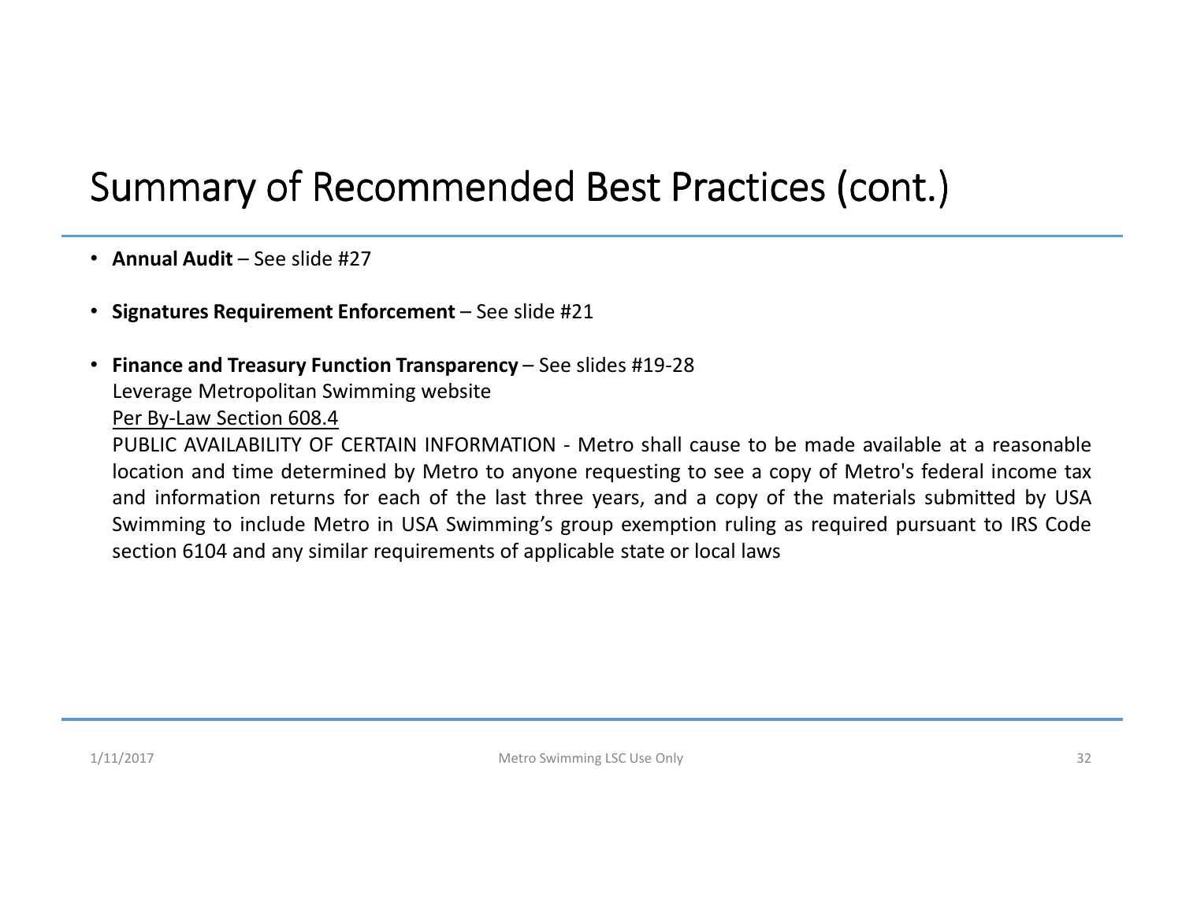# Summary of Recommended Best Practices (cont.)

- **Annual Audit** – See slide #27
- **Signatures Requirement Enforcement** – See slide #21
- **Finance and Treasury Function Transparency** – See slides #19-28
  Leverage Metropolitan Swimming website
  Per By-Law Section 608.4
  PUBLIC AVAILABILITY OF CERTAIN INFORMATION - Metro shall cause to be made available at a reasonable location and time determined by Metro to anyone requesting to see a copy of Metro's federal income tax and information returns for each of the last three years, and a copy of the materials submitted by USA Swimming to include Metro in USA Swimming's group exemption ruling as required pursuant to IRS Code section 6104 and any similar requirements of applicable state or local laws